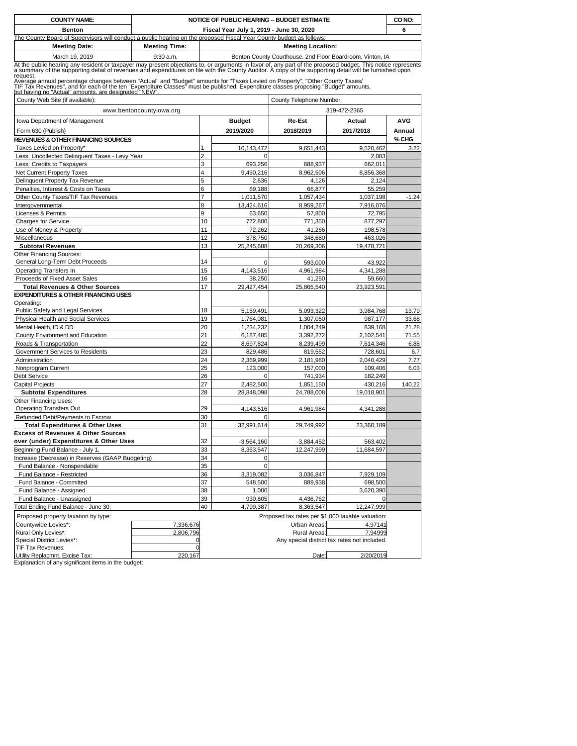| COUNTY NAME: | NOTICE OF PUBLIC HEARING -- BUDGET ESTIMATE | CO NO: |
|---|---|---|
| Benton | Fiscal Year July 1, 2019 - June 30, 2020 | 6 |

The County Board of Supervisors will conduct a public hearing on the proposed Fiscal Year County budget as follows:

| Meeting Date: | Meeting Time: | Meeting Location: |
|---|---|---|
| March 19, 2019 | 9:30 a.m. | Benton County Courthouse. 2nd Floor Boardroom, Vinton, IA |

At the public hearing any resident or taxpayer may present objections to, or arguments in favor of, any part of the proposed budget. This notice represents a summary of the supporting detail of revenues and expenditures on file with the County Auditor. A copy of the supporting detail will be furnished upon request.

Average annual percentage changes between "Actual" and "Budget" amounts for "Taxes Levied on Property", "Other County Taxes/ TIF Tax Revenues", and for each of the ten "Expenditure Classes" must be published. Expenditure classes proposing "Budget" amounts, but having no "Actual" amounts, are designated "NEW".

| County Web Site (if available): | County Telephone Number: |
|---|---|
| www.bentoncountyiowa.org | 319-472-2365 |

| Iowa Department of Management Form 630 (Publish) | | Budget 2019/2020 | Re-Est 2018/2019 | Actual 2017/2018 | AVG Annual % CHG |
|---|---|---|---|---|---|
| **REVENUES & OTHER FINANCING SOURCES** | | | | | |
| Taxes Levied on Property* | 1 | 10,143,472 | 9,651,443 | 9,520,462 | 3.22 |
| Less: Uncollected Delinquent Taxes - Levy Year | 2 | 0 | | 2,083 | |
| Less: Credits to Taxpayers | 3 | 693,256 | 688,937 | 662,011 | |
| Net Current Property Taxes | 4 | 9,450,216 | 8,962,506 | 8,856,368 | |
| Delinquent Property Tax Revenue | 5 | 2,636 | 4,126 | 2,124 | |
| Penalties, Interest & Costs on Taxes | 6 | 69,188 | 66,877 | 55,259 | |
| Other County Taxes/TIF Tax Revenues | 7 | 1,011,570 | 1,057,434 | 1,037,198 | -1.24 |
| Intergovernmental | 8 | 13,424,616 | 8,959,267 | 7,916,076 | |
| Licenses & Permits | 9 | 63,650 | 57,800 | 72,795 | |
| Charges for Service | 10 | 772,800 | 771,350 | 877,297 | |
| Use of Money & Property | 11 | 72,262 | 41,266 | 198,578 | |
| Miscellaneous | 12 | 378,750 | 348,680 | 463,026 | |
| **Subtotal Revenues** | 13 | 25,245,688 | 20,269,306 | 19,478,721 | |
| Other Financing Sources: | | | | | |
| General Long-Term Debt Proceeds | 14 | 0 | 593,000 | 43,922 | |
| Operating Transfers In | 15 | 4,143,516 | 4,961,984 | 4,341,288 | |
| Proceeds of Fixed Asset Sales | 16 | 38,250 | 41,250 | 59,660 | |
| **Total Revenues & Other Sources** | 17 | 29,427,454 | 25,865,540 | 23,923,591 | |
| **EXPENDITURES & OTHER FINANCING USES** | | | | | |
| Operating: | | | | | |
| Public Safety and Legal Services | 18 | 5,159,491 | 5,093,322 | 3,984,768 | 13.79 |
| Physical Health and Social Services | 19 | 1,764,081 | 1,307,050 | 987,177 | 33.68 |
| Mental Health, ID & DD | 20 | 1,234,232 | 1,004,249 | 839,168 | 21.28 |
| County Environment and Education | 21 | 6,187,485 | 3,392,272 | 2,102,541 | 71.55 |
| Roads & Transportation | 22 | 8,697,824 | 8,239,499 | 7,614,346 | 6.88 |
| Government Services to Residents | 23 | 829,486 | 819,552 | 728,601 | 6.7 |
| Administration | 24 | 2,369,999 | 2,181,980 | 2,040,429 | 7.77 |
| Nonprogram Current | 25 | 123,000 | 157,000 | 109,406 | 6.03 |
| Debt Service | 26 | 0 | 741,934 | 182,249 | |
| Capital Projects | 27 | 2,482,500 | 1,851,150 | 430,216 | 140.22 |
| **Subtotal Expenditures** | 28 | 28,848,098 | 24,788,008 | 19,018,901 | |
| Other Financing Uses: | | | | | |
| Operating Transfers Out | 29 | 4,143,516 | 4,961,984 | 4,341,288 | |
| Refunded Debt/Payments to Escrow | 30 | 0 | | | |
| **Total Expenditures & Other Uses** | 31 | 32,991,614 | 29,749,992 | 23,360,189 | |
| **Excess of Revenues & Other Sources over (under) Expenditures & Other Uses** | 32 | -3,564,160 | -3,884,452 | 563,402 | |
| Beginning Fund Balance - July 1, | 33 | 8,363,547 | 12,247,999 | 11,684,597 | |
| Increase (Decrease) in Reserves (GAAP Budgeting) | 34 | 0 | | | |
| Fund Balance - Nonspendable | 35 | 0 | | | |
| Fund Balance - Restricted | 36 | 3,319,082 | 3,036,847 | 7,929,109 | |
| Fund Balance - Committed | 37 | 548,500 | 889,938 | 698,500 | |
| Fund Balance - Assigned | 38 | 1,000 | | 3,620,390 | |
| Fund Balance - Unassigned | 39 | 930,805 | 4,436,762 | 0 | |
| Total Ending Fund Balance - June 30, | 40 | 4,799,387 | 8,363,547 | 12,247,999 | |

| Proposed property taxation by type: | | Proposed tax rates per $1,000 taxable valuation: | |
|---|---|---|---|
| Countywide Levies*: | 7,336,676 | Urban Areas: | 4.97141 |
| Rural Only Levies*: | 2,806,796 | Rural Areas: | 7.94999 |
| Special District Levies*: | 0 | Any special district tax rates not included. | |
| TIF Tax Revenues: | 0 | | |
| Utility Replacmnt. Excise Tax: | 220,167 | Date: | 2/20/2019 |

Explanation of any significant items in the budget: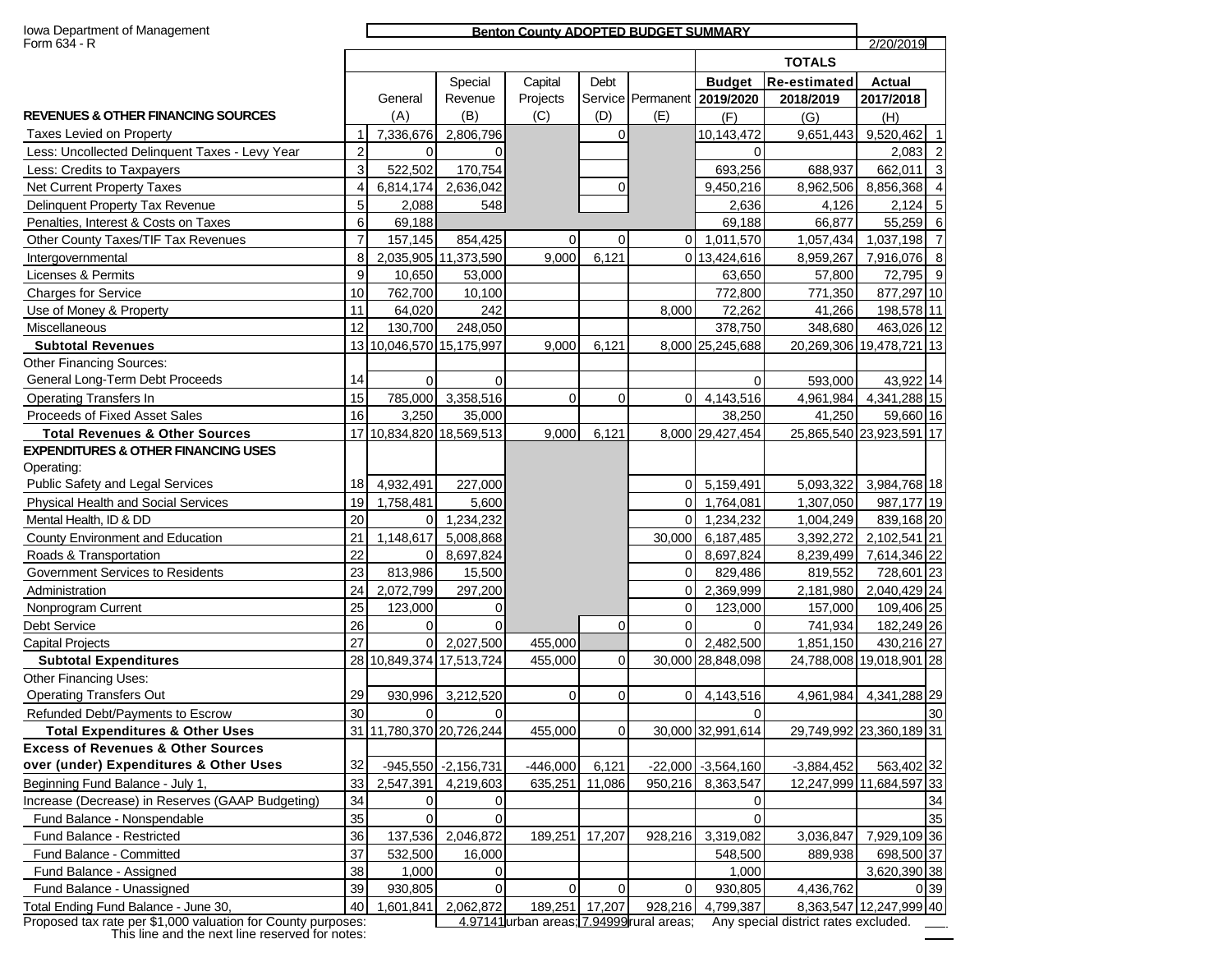Iowa Department of Management
Form 634 - R

**Benton County ADOPTED BUDGET SUMMARY**

2/20/2019

| REVENUES & OTHER FINANCING SOURCES | | General (A) | Special Revenue (B) | Capital Projects (C) | Debt Service (D) | Permanent (E) | TOTALS Budget 2019/2020 (F) | Re-estimated 2018/2019 (G) | Actual 2017/2018 (H) | |
|---|---|---|---|---|---|---|---|---|---|---|
| Taxes Levied on Property | 1 | 7,336,676 | 2,806,796 | | 0 | | 10,143,472 | 9,651,443 | 9,520,462 | 1 |
| Less: Uncollected Delinquent Taxes - Levy Year | 2 | 0 | 0 | | | | 0 | | 2,083 | 2 |
| Less: Credits to Taxpayers | 3 | 522,502 | 170,754 | | | | 693,256 | 688,937 | 662,011 | 3 |
| Net Current Property Taxes | 4 | 6,814,174 | 2,636,042 | | 0 | | 9,450,216 | 8,962,506 | 8,856,368 | 4 |
| Delinquent Property Tax Revenue | 5 | 2,088 | 548 | | | | 2,636 | 4,126 | 2,124 | 5 |
| Penalties, Interest & Costs on Taxes | 6 | 69,188 | | | | | 69,188 | 66,877 | 55,259 | 6 |
| Other County Taxes/TIF Tax Revenues | 7 | 157,145 | 854,425 | 0 | 0 | 0 | 1,011,570 | 1,057,434 | 1,037,198 | 7 |
| Intergovernmental | 8 | 2,035,905 | 11,373,590 | 9,000 | 6,121 | 0 | 13,424,616 | 8,959,267 | 7,916,076 | 8 |
| Licenses & Permits | 9 | 10,650 | 53,000 | | | | 63,650 | 57,800 | 72,795 | 9 |
| Charges for Service | 10 | 762,700 | 10,100 | | | | 772,800 | 771,350 | 877,297 | 10 |
| Use of Money & Property | 11 | 64,020 | 242 | | | 8,000 | 72,262 | 41,266 | 198,578 | 11 |
| Miscellaneous | 12 | 130,700 | 248,050 | | | | 378,750 | 348,680 | 463,026 | 12 |
| **Subtotal Revenues** | 13 | 10,046,570 | 15,175,997 | 9,000 | 6,121 | 8,000 | 25,245,688 | 20,269,306 | 19,478,721 | 13 |
| Other Financing Sources: | | | | | | | | | | |
| General Long-Term Debt Proceeds | 14 | 0 | 0 | | | | 0 | 593,000 | 43,922 | 14 |
| Operating Transfers In | 15 | 785,000 | 3,358,516 | 0 | 0 | 0 | 4,143,516 | 4,961,984 | 4,341,288 | 15 |
| Proceeds of Fixed Asset Sales | 16 | 3,250 | 35,000 | | | | 38,250 | 41,250 | 59,660 | 16 |
| **Total Revenues & Other Sources** | 17 | 10,834,820 | 18,569,513 | 9,000 | 6,121 | 8,000 | 29,427,454 | 25,865,540 | 23,923,591 | 17 |
| **EXPENDITURES & OTHER FINANCING USES** | | | | | | | | | | |
| Operating: | | | | | | | | | | |
| Public Safety and Legal Services | 18 | 4,932,491 | 227,000 | | | 0 | 5,159,491 | 5,093,322 | 3,984,768 | 18 |
| Physical Health and Social Services | 19 | 1,758,481 | 5,600 | | | 0 | 1,764,081 | 1,307,050 | 987,177 | 19 |
| Mental Health, ID & DD | 20 | 0 | 1,234,232 | | | 0 | 1,234,232 | 1,004,249 | 839,168 | 20 |
| County Environment and Education | 21 | 1,148,617 | 5,008,868 | | | 30,000 | 6,187,485 | 3,392,272 | 2,102,541 | 21 |
| Roads & Transportation | 22 | 0 | 8,697,824 | | | 0 | 8,697,824 | 8,239,499 | 7,614,346 | 22 |
| Government Services to Residents | 23 | 813,986 | 15,500 | | | 0 | 829,486 | 819,552 | 728,601 | 23 |
| Administration | 24 | 2,072,799 | 297,200 | | | 0 | 2,369,999 | 2,181,980 | 2,040,429 | 24 |
| Nonprogram Current | 25 | 123,000 | 0 | | | 0 | 123,000 | 157,000 | 109,406 | 25 |
| Debt Service | 26 | 0 | 0 | | 0 | 0 | 0 | 741,934 | 182,249 | 26 |
| Capital Projects | 27 | 0 | 2,027,500 | 455,000 | | 0 | 2,482,500 | 1,851,150 | 430,216 | 27 |
| **Subtotal Expenditures** | 28 | 10,849,374 | 17,513,724 | 455,000 | 0 | 30,000 | 28,848,098 | 24,788,008 | 19,018,901 | 28 |
| Other Financing Uses: | | | | | | | | | | |
| Operating Transfers Out | 29 | 930,996 | 3,212,520 | 0 | 0 | 0 | 4,143,516 | 4,961,984 | 4,341,288 | 29 |
| Refunded Debt/Payments to Escrow | 30 | 0 | 0 | | | | 0 | | | 30 |
| **Total Expenditures & Other Uses** | 31 | 11,780,370 | 20,726,244 | 455,000 | 0 | 30,000 | 32,991,614 | 29,749,992 | 23,360,189 | 31 |
| **Excess of Revenues & Other Sources over (under) Expenditures & Other Uses** | 32 | -945,550 | -2,156,731 | -446,000 | 6,121 | -22,000 | -3,564,160 | -3,884,452 | 563,402 | 32 |
| Beginning Fund Balance - July 1, | 33 | 2,547,391 | 4,219,603 | 635,251 | 11,086 | 950,216 | 8,363,547 | 12,247,999 | 11,684,597 | 33 |
| Increase (Decrease) in Reserves (GAAP Budgeting) | 34 | 0 | 0 | | | | 0 | | | 34 |
| Fund Balance - Nonspendable | 35 | 0 | 0 | | | | 0 | | | 35 |
| Fund Balance - Restricted | 36 | 137,536 | 2,046,872 | 189,251 | 17,207 | 928,216 | 3,319,082 | 3,036,847 | 7,929,109 | 36 |
| Fund Balance - Committed | 37 | 532,500 | 16,000 | | | | 548,500 | 889,938 | 698,500 | 37 |
| Fund Balance - Assigned | 38 | 1,000 | 0 | | | | 1,000 | | 3,620,390 | 38 |
| Fund Balance - Unassigned | 39 | 930,805 | 0 | 0 | 0 | 0 | 930,805 | 4,436,762 | 0 | 39 |
| Total Ending Fund Balance - June 30, | 40 | 1,601,841 | 2,062,872 | 189,251 | 17,207 | 928,216 | 4,799,387 | 8,363,547 | 12,247,999 | 40 |

Proposed tax rate per $1,000 valuation for County purposes: 4.97141 urban areas; 7.94999 rural areas; Any special district rates excluded.

This line and the next line reserved for notes: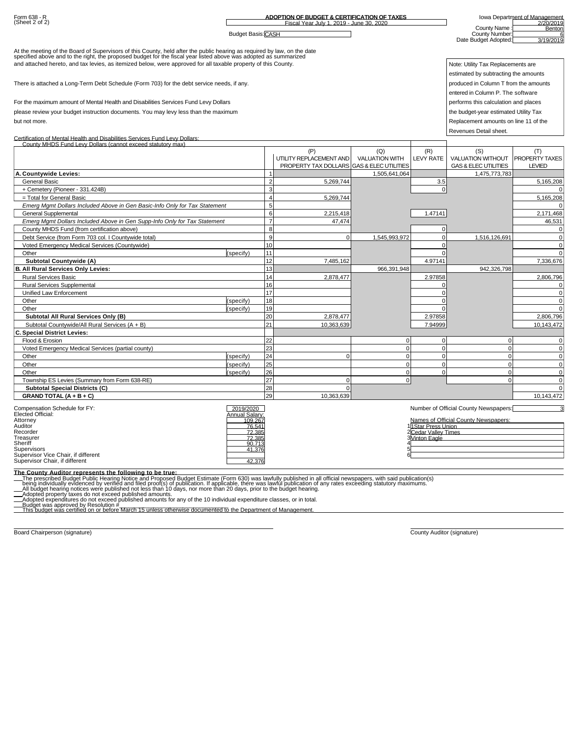Form 638 - R
(Sheet 2 of 2)

**ADOPTION OF BUDGET & CERTIFICATION OF TAXES**

Fiscal Year July 1, 2019 - June 30, 2020

Budget Basis: CASH

Iowa Department of Management

2/20/2019

County Name : Benton

County Number: 6

Date Budget Adopted: 3/19/2019

At the meeting of the Board of Supervisors of this County, held after the public hearing as required by law, on the date specified above and to the right, the proposed budget for the fiscal year listed above was adopted as summarized and attached hereto, and tax levies, as itemized below, were approved for all taxable property of this County.

There is attached a Long-Term Debt Schedule (Form 703) for the debt service needs, if any.

For the maximum amount of Mental Health and Disabilities Services Fund Levy Dollars please review your budget instruction documents. You may levy less than the maximum but not more.

Note: Utility Tax Replacements are estimated by subtracting the amounts produced in Column T from the amounts entered in Column P. The software performs this calculation and places the budget-year estimated Utility Tax Replacement amounts on line 11 of the Revenues Detail sheet.

Certification of Mental Health and Disabilities Services Fund Levy Dollars:

County MHDS Fund Levy Dollars (cannot exceed statutory max)

| | | | (P) UTILITY REPLACEMENT AND PROPERTY TAX DOLLARS | (Q) VALUATION WITH GAS & ELEC UTILITIES | (R) LEVY RATE | (S) VALUATION WITHOUT GAS & ELEC UTILITIES | (T) PROPERTY TAXES LEVIED |
|---|---|---|---|---|---|---|---|
| **A. Countywide Levies:** | | 1 | | 1,505,641,064 | | 1,475,773,783 | |
| General Basic | | 2 | 5,269,744 | | 3.5 | | 5,165,208 |
| + Cemetery (Pioneer - 331.424B) | | 3 | | | 0 | | 0 |
| = Total for General Basic | | 4 | 5,269,744 | | | | 5,165,208 |
| *Emerg Mgmt Dollars Included Above in Gen Basic-Info Only for Tax Statement* | | 5 | | | | | 0 |
| General Supplemental | | 6 | 2,215,418 | | 1.47141 | | 2,171,468 |
| *Emerg Mgmt Dollars Included Above in Gen Supp-Info Only for Tax Statement* | | 7 | 47,474 | | | | 46,531 |
| County MHDS Fund (from certification above) | | 8 | | | 0 | | 0 |
| Debt Service (from Form 703 col. I Countywide total) | | 9 | 0 | 1,545,993,972 | 0 | 1,516,126,691 | 0 |
| Voted Emergency Medical Services (Countywide) | | 10 | | | 0 | | 0 |
| Other | (specify) | 11 | | | 0 | | 0 |
| **Subtotal Countywide (A)** | | 12 | 7,485,162 | | 4.97141 | | 7,336,676 |
| **B. All Rural Services Only Levies:** | | 13 | | 966,391,948 | | 942,326,798 | |
| Rural Services Basic | | 14 | 2,878,477 | | 2.97858 | | 2,806,796 |
| Rural Services Supplemental | | 16 | | | 0 | | 0 |
| Unified Law Enforcement | | 17 | | | 0 | | 0 |
| Other | (specify) | 18 | | | 0 | | 0 |
| Other | (specify) | 19 | | | 0 | | 0 |
| **Subtotal All Rural Services Only (B)** | | 20 | 2,878,477 | | 2.97858 | | 2,806,796 |
| Subtotal Countywide/All Rural Services (A + B) | | 21 | 10,363,639 | | 7.94999 | | 10,143,472 |
| **C. Special District Levies:** | | | | | | | |
| Flood & Erosion | | 22 | | 0 | 0 | 0 | 0 |
| Voted Emergency Medical Services (partial county) | | 23 | | 0 | 0 | 0 | 0 |
| Other | (specify) | 24 | 0 | 0 | 0 | 0 | 0 |
| Other | (specify) | 25 | | 0 | 0 | 0 | 0 |
| Other | (specify) | 26 | | 0 | 0 | 0 | 0 |
| Township ES Levies (Summary from Form 638-RE) | | 27 | 0 | 0 | | 0 | 0 |
| **Subtotal Special Districts (C)** | | 28 | 0 | | | | 0 |
| **GRAND TOTAL (A + B + C)** | | 29 | 10,363,639 | | | | 10,143,472 |

| Compensation Schedule for FY: | 2019/2020 |
|---|---|
| Elected Official: | Annual Salary: |
| Attorney | 109,267 |
| Auditor | 76,541 |
| Recorder | 72,385 |
| Treasurer | 72,385 |
| Sheriff | 90,713 |
| Supervisors | 41,376 |
| Supervisor Vice Chair, if different | |
| Supervisor Chair, if different | 42,376 |

Number of Official County Newspapers: 3

Names of Official County Newspapers:

1. Star Press Union
2. Cedar Valley Times
3. Vinton Eagle
4. 
5. 
6. 

**The County Auditor represents the following to be true:**

\_\_The prescribed Budget Public Hearing Notice and Proposed Budget Estimate (Form 630) was lawfully published in all official newspapers, with said publication(s) being individually evidenced by verified and filed proof(s) of publication. If applicable, there was lawful publication of any rates exceeding statutory maximums.
\_\_All budget hearing notices were published not less than 10 days, nor more than 20 days, prior to the budget hearing.
\_\_Adopted property taxes do not exceed published amounts.
\_\_Adopted expenditures do not exceed published amounts for any of the 10 individual expenditure classes, or in total.
\_\_Budget was approved by Resolution #
\_\_This budget was certified on or before March 15 unless otherwise documented to the Department of Management.

Board Chairperson (signature)

County Auditor (signature)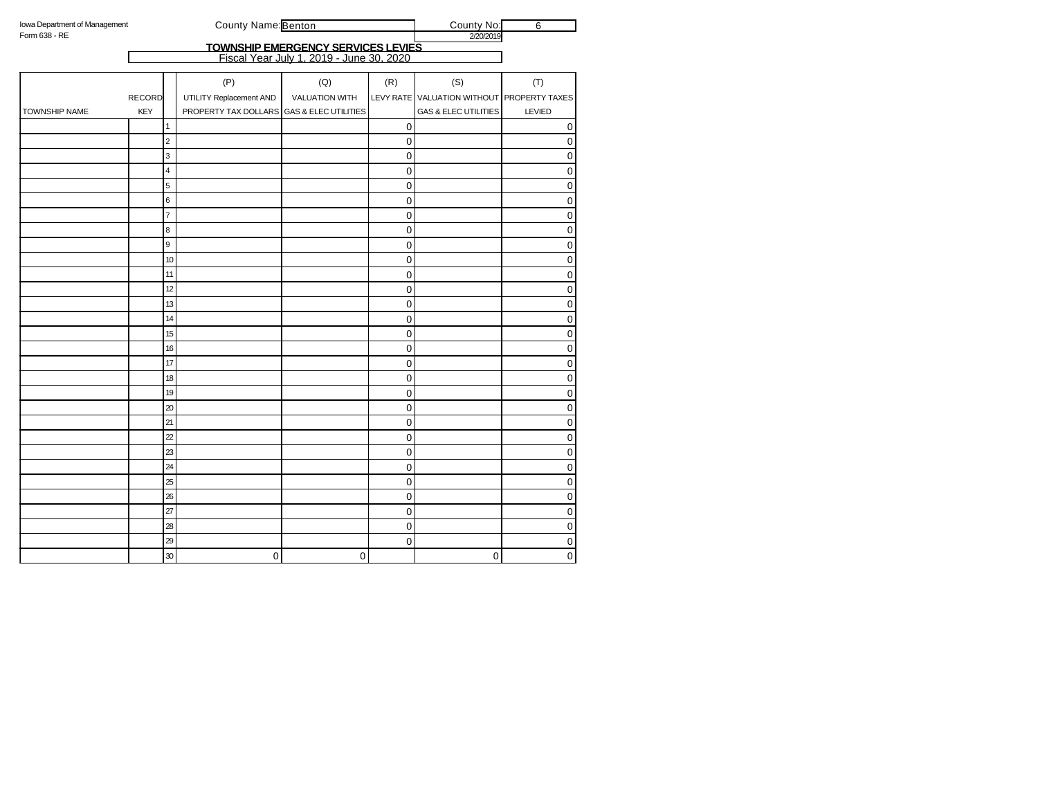Iowa Department of Management
Form 638 - RE

County Name: Benton

County No: 6

2/20/2019

## TOWNSHIP EMERGENCY SERVICES LEVIES

Fiscal Year July 1, 2019 - June 30, 2020

| TOWNSHIP NAME | RECORD KEY | | (P) UTILITY Replacement AND PROPERTY TAX DOLLARS | (Q) VALUATION WITH GAS & ELEC UTILITIES | (R) LEVY RATE | (S) VALUATION WITHOUT GAS & ELEC UTILITIES | (T) PROPERTY TAXES LEVIED |
|---|---|---|---|---|---|---|---|
| | | 1 | | | 0 | | 0 |
| | | 2 | | | 0 | | 0 |
| | | 3 | | | 0 | | 0 |
| | | 4 | | | 0 | | 0 |
| | | 5 | | | 0 | | 0 |
| | | 6 | | | 0 | | 0 |
| | | 7 | | | 0 | | 0 |
| | | 8 | | | 0 | | 0 |
| | | 9 | | | 0 | | 0 |
| | | 10 | | | 0 | | 0 |
| | | 11 | | | 0 | | 0 |
| | | 12 | | | 0 | | 0 |
| | | 13 | | | 0 | | 0 |
| | | 14 | | | 0 | | 0 |
| | | 15 | | | 0 | | 0 |
| | | 16 | | | 0 | | 0 |
| | | 17 | | | 0 | | 0 |
| | | 18 | | | 0 | | 0 |
| | | 19 | | | 0 | | 0 |
| | | 20 | | | 0 | | 0 |
| | | 21 | | | 0 | | 0 |
| | | 22 | | | 0 | | 0 |
| | | 23 | | | 0 | | 0 |
| | | 24 | | | 0 | | 0 |
| | | 25 | | | 0 | | 0 |
| | | 26 | | | 0 | | 0 |
| | | 27 | | | 0 | | 0 |
| | | 28 | | | 0 | | 0 |
| | | 29 | | | 0 | | 0 |
| | | 30 | 0 | 0 | | 0 | 0 |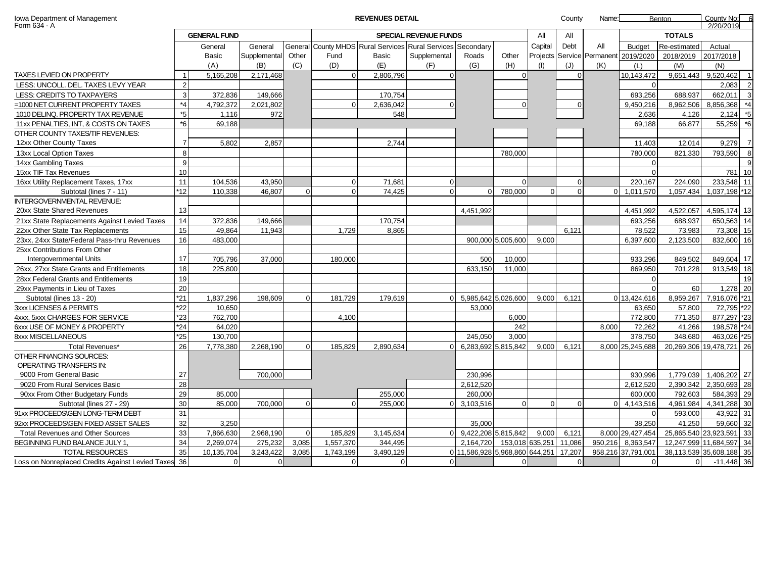Iowa Department of Management
Form 634 - A

# REVENUES DETAIL

County Name: Benton | County No: 6 | 2/20/2019

| | | GENERAL FUND | | | SPECIAL REVENUE FUNDS | | | | | All | All | | TOTALS | | | |
|---|---|---|---|---|---|---|---|---|---|---|---|---|---|---|---|---|
| | | General Basic | General Supplemental | General Other | County MHDS Fund | Rural Services Basic | Rural Services Supplemental | Secondary Roads | Other | Capital Projects | Debt Service | All Permanent | Budget 2019/2020 | Re-estimated 2018/2019 | Actual 2017/2018 | |
| | | (A) | (B) | (C) | (D) | (E) | (F) | (G) | (H) | (I) | (J) | (K) | (L) | (M) | (N) | |
| TAXES LEVIED ON PROPERTY | 1 | 5,165,208 | 2,171,468 | | 0 | 2,806,796 | 0 | | 0 | | 0 | | 10,143,472 | 9,651,443 | 9,520,462 | 1 |
| LESS: UNCOLL. DEL. TAXES LEVY YEAR | 2 | | | | | | | | | | | | 0 | | 2,083 | 2 |
| LESS: CREDITS TO TAXPAYERS | 3 | 372,836 | 149,666 | | | 170,754 | | | | | | | 693,256 | 688,937 | 662,011 | 3 |
| =1000 NET CURRENT PROPERTY TAXES | *4 | 4,792,372 | 2,021,802 | | 0 | 2,636,042 | 0 | | 0 | | 0 | | 9,450,216 | 8,962,506 | 8,856,368 | *4 |
| 1010 DELINQ. PROPERTY TAX REVENUE | *5 | 1,116 | 972 | | | 548 | | | | | | | 2,636 | 4,126 | 2,124 | *5 |
| 11xx PENALTIES, INT, & COSTS ON TAXES | *6 | 69,188 | | | | | | | | | | | 69,188 | 66,877 | 55,259 | *6 |
| OTHER COUNTY TAXES/TIF REVENUES: | | | | | | | | | | | | | | | | |
| 12xx Other County Taxes | 7 | 5,802 | 2,857 | | | 2,744 | | | | | | | 11,403 | 12,014 | 9,279 | 7 |
| 13xx Local Option Taxes | 8 | | | | | | | | 780,000 | | | | 780,000 | 821,330 | 793,590 | 8 |
| 14xx Gambling Taxes | 9 | | | | | | | | | | | | 0 | | | 9 |
| 15xx TIF Tax Revenues | 10 | | | | | | | | | | | | 0 | | 781 | 10 |
| 16xx Utility Replacement Taxes, 17xx | 11 | 104,536 | 43,950 | | 0 | 71,681 | 0 | | 0 | | 0 | | 220,167 | 224,090 | 233,548 | 11 |
| Subtotal (lines 7 - 11) | *12 | 110,338 | 46,807 | 0 | 0 | 74,425 | 0 | 0 | 780,000 | 0 | 0 | 0 | 1,011,570 | 1,057,434 | 1,037,198 | *12 |
| INTERGOVERNMENTAL REVENUE: | | | | | | | | | | | | | | | | |
| 20xx State Shared Revenues | 13 | | | | | | | 4,451,992 | | | | | 4,451,992 | 4,522,057 | 4,595,174 | 13 |
| 21xx State Replacements Against Levied Taxes | 14 | 372,836 | 149,666 | | | 170,754 | | | | | | | 693,256 | 688,937 | 650,563 | 14 |
| 22xx Other State Tax Replacements | 15 | 49,864 | 11,943 | | 1,729 | 8,865 | | | | | 6,121 | | 78,522 | 73,983 | 73,308 | 15 |
| 23xx, 24xx State/Federal Pass-thru Revenues | 16 | 483,000 | | | | | | 900,000 | 5,005,600 | 9,000 | | | 6,397,600 | 2,123,500 | 832,600 | 16 |
| 25xx Contributions From Other Intergovernmental Units | 17 | 705,796 | 37,000 | | 180,000 | | | 500 | 10,000 | | | | 933,296 | 849,502 | 849,604 | 17 |
| 26xx, 27xx State Grants and Entitlements | 18 | 225,800 | | | | | | 633,150 | 11,000 | | | | 869,950 | 701,228 | 913,549 | 18 |
| 28xx Federal Grants and Entitlements | 19 | | | | | | | | | | | | 0 | | | 19 |
| 29xx Payments in Lieu of Taxes | 20 | | | | | | | | | | | | 0 | 60 | 1,278 | 20 |
| Subtotal (lines 13 - 20) | *21 | 1,837,296 | 198,609 | 0 | 181,729 | 179,619 | 0 | 5,985,642 | 5,026,600 | 9,000 | 6,121 | 0 | 13,424,616 | 8,959,267 | 7,916,076 | *21 |
| 3xxx LICENSES & PERMITS | *22 | 10,650 | | | | | | 53,000 | | | | | 63,650 | 57,800 | 72,795 | *22 |
| 4xxx, 5xxx CHARGES FOR SERVICE | *23 | 762,700 | | | 4,100 | | | | 6,000 | | | | 772,800 | 771,350 | 877,297 | *23 |
| 6xxx USE OF MONEY & PROPERTY | *24 | 64,020 | | | | | | | 242 | | | 8,000 | 72,262 | 41,266 | 198,578 | *24 |
| 8xxx MISCELLANEOUS | *25 | 130,700 | | | | | | 245,050 | 3,000 | | | | 378,750 | 348,680 | 463,026 | *25 |
| Total Revenues* | 26 | 7,778,380 | 2,268,190 | 0 | 185,829 | 2,890,634 | 0 | 6,283,692 | 5,815,842 | 9,000 | 6,121 | 8,000 | 25,245,688 | 20,269,306 | 19,478,721 | 26 |
| OTHER FINANCING SOURCES: | | | | | | | | | | | | | | | | |
| OPERATING TRANSFERS IN: | | | | | | | | | | | | | | | | |
| 9000 From General Basic | 27 | | 700,000 | | | | | 230,996 | | | | | 930,996 | 1,779,039 | 1,406,202 | 27 |
| 9020 From Rural Services Basic | 28 | | | | | | | 2,612,520 | | | | | 2,612,520 | 2,390,342 | 2,350,693 | 28 |
| 90xx From Other Budgetary Funds | 29 | 85,000 | | | | 255,000 | | 260,000 | | | | | 600,000 | 792,603 | 584,393 | 29 |
| Subtotal (lines 27 - 29) | 30 | 85,000 | 700,000 | 0 | 0 | 255,000 | 0 | 3,103,516 | 0 | 0 | 0 | 0 | 4,143,516 | 4,961,984 | 4,341,288 | 30 |
| 91xx PROCEEDS\GEN LONG-TERM DEBT | 31 | | | | | | | | | | | | 0 | 593,000 | 43,922 | 31 |
| 92xx PROCEEDS\GEN FIXED ASSET SALES | 32 | 3,250 | | | | | | 35,000 | | | | | 38,250 | 41,250 | 59,660 | 32 |
| Total Revenues and Other Sources | 33 | 7,866,630 | 2,968,190 | 0 | 185,829 | 3,145,634 | 0 | 9,422,208 | 5,815,842 | 9,000 | 6,121 | 8,000 | 29,427,454 | 25,865,540 | 23,923,591 | 33 |
| BEGINNING FUND BALANCE JULY 1, | 34 | 2,269,074 | 275,232 | 3,085 | 1,557,370 | 344,495 | | 2,164,720 | 153,018 | 635,251 | 11,086 | 950,216 | 8,363,547 | 12,247,999 | 11,684,597 | 34 |
| TOTAL RESOURCES | 35 | 10,135,704 | 3,243,422 | 3,085 | 1,743,199 | 3,490,129 | 0 | 11,586,928 | 5,968,860 | 644,251 | 17,207 | 958,216 | 37,791,001 | 38,113,539 | 35,608,188 | 35 |
| Loss on Nonreplaced Credits Against Levied Taxes | 36 | 0 | 0 | | 0 | 0 | 0 | | 0 | | 0 | | 0 | 0 | -11,448 | 36 |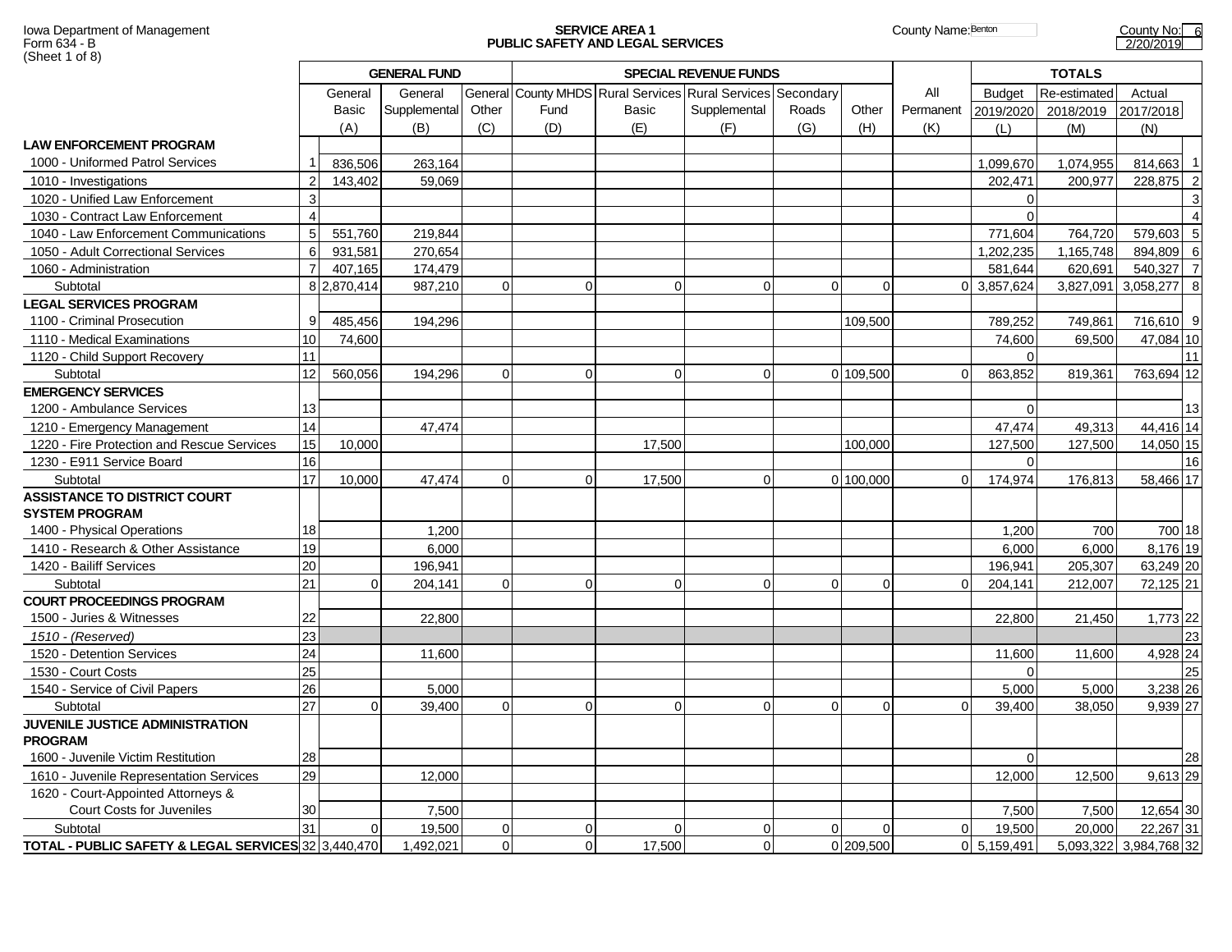Iowa Department of Management
Form 634 - B
(Sheet 1 of 8)

**SERVICE AREA 1**
**PUBLIC SAFETY AND LEGAL SERVICES**

County Name: Benton
County No: 6
2/20/2019

| | | GENERAL FUND | | | SPECIAL REVENUE FUNDS | | | | | | TOTALS | | | |
|---|---|---|---|---|---|---|---|---|---|---|---|---|---|---|
| | | General Basic (A) | General Supplemental (B) | General Other (C) | County MHDS Fund (D) | Rural Services Basic (E) | Rural Services Supplemental (F) | Secondary Roads (G) | Other (H) | All Permanent (K) | Budget 2019/2020 (L) | Re-estimated 2018/2019 (M) | Actual 2017/2018 (N) | |
| **LAW ENFORCEMENT PROGRAM** | | | | | | | | | | | | | | |
| 1000 - Uniformed Patrol Services | 1 | 836,506 | 263,164 | | | | | | | | 1,099,670 | 1,074,955 | 814,663 | 1 |
| 1010 - Investigations | 2 | 143,402 | 59,069 | | | | | | | | 202,471 | 200,977 | 228,875 | 2 |
| 1020 - Unified Law Enforcement | 3 | | | | | | | | | | 0 | | | 3 |
| 1030 - Contract Law Enforcement | 4 | | | | | | | | | | 0 | | | 4 |
| 1040 - Law Enforcement Communications | 5 | 551,760 | 219,844 | | | | | | | | 771,604 | 764,720 | 579,603 | 5 |
| 1050 - Adult Correctional Services | 6 | 931,581 | 270,654 | | | | | | | | 1,202,235 | 1,165,748 | 894,809 | 6 |
| 1060 - Administration | 7 | 407,165 | 174,479 | | | | | | | | 581,644 | 620,691 | 540,327 | 7 |
| Subtotal | 8 | 2,870,414 | 987,210 | 0 | 0 | 0 | 0 | 0 | 0 | 0 | 3,857,624 | 3,827,091 | 3,058,277 | 8 |
| **LEGAL SERVICES PROGRAM** | | | | | | | | | | | | | | |
| 1100 - Criminal Prosecution | 9 | 485,456 | 194,296 | | | | | | 109,500 | | 789,252 | 749,861 | 716,610 | 9 |
| 1110 - Medical Examinations | 10 | 74,600 | | | | | | | | | 74,600 | 69,500 | 47,084 | 10 |
| 1120 - Child Support Recovery | 11 | | | | | | | | | | 0 | | | 11 |
| Subtotal | 12 | 560,056 | 194,296 | 0 | 0 | 0 | 0 | 0 | 109,500 | 0 | 863,852 | 819,361 | 763,694 | 12 |
| **EMERGENCY SERVICES** | | | | | | | | | | | | | | |
| 1200 - Ambulance Services | 13 | | | | | | | | | | 0 | | | 13 |
| 1210 - Emergency Management | 14 | | 47,474 | | | | | | | | 47,474 | 49,313 | 44,416 | 14 |
| 1220 - Fire Protection and Rescue Services | 15 | 10,000 | | | | 17,500 | | | 100,000 | | 127,500 | 127,500 | 14,050 | 15 |
| 1230 - E911 Service Board | 16 | | | | | | | | | | 0 | | | 16 |
| Subtotal | 17 | 10,000 | 47,474 | 0 | 0 | 17,500 | 0 | 0 | 100,000 | 0 | 174,974 | 176,813 | 58,466 | 17 |
| **ASSISTANCE TO DISTRICT COURT SYSTEM PROGRAM** | | | | | | | | | | | | | | |
| 1400 - Physical Operations | 18 | | 1,200 | | | | | | | | 1,200 | 700 | 700 | 18 |
| 1410 - Research & Other Assistance | 19 | | 6,000 | | | | | | | | 6,000 | 6,000 | 8,176 | 19 |
| 1420 - Bailiff Services | 20 | | 196,941 | | | | | | | | 196,941 | 205,307 | 63,249 | 20 |
| Subtotal | 21 | 0 | 204,141 | 0 | 0 | 0 | 0 | 0 | 0 | 0 | 204,141 | 212,007 | 72,125 | 21 |
| **COURT PROCEEDINGS PROGRAM** | | | | | | | | | | | | | | |
| 1500 - Juries & Witnesses | 22 | | 22,800 | | | | | | | | 22,800 | 21,450 | 1,773 | 22 |
| *1510 - (Reserved)* | 23 | | | | | | | | | | | | | 23 |
| 1520 - Detention Services | 24 | | 11,600 | | | | | | | | 11,600 | 11,600 | 4,928 | 24 |
| 1530 - Court Costs | 25 | | | | | | | | | | 0 | | | 25 |
| 1540 - Service of Civil Papers | 26 | | 5,000 | | | | | | | | 5,000 | 5,000 | 3,238 | 26 |
| Subtotal | 27 | 0 | 39,400 | 0 | 0 | 0 | 0 | 0 | 0 | 0 | 39,400 | 38,050 | 9,939 | 27 |
| **JUVENILE JUSTICE ADMINISTRATION PROGRAM** | | | | | | | | | | | | | | |
| 1600 - Juvenile Victim Restitution | 28 | | | | | | | | | | 0 | | | 28 |
| 1610 - Juvenile Representation Services | 29 | | 12,000 | | | | | | | | 12,000 | 12,500 | 9,613 | 29 |
| 1620 - Court-Appointed Attorneys & Court Costs for Juveniles | 30 | | 7,500 | | | | | | | | 7,500 | 7,500 | 12,654 | 30 |
| Subtotal | 31 | 0 | 19,500 | 0 | 0 | 0 | 0 | 0 | 0 | 0 | 19,500 | 20,000 | 22,267 | 31 |
| **TOTAL - PUBLIC SAFETY & LEGAL SERVICES** | 32 | 3,440,470 | 1,492,021 | 0 | 0 | 17,500 | 0 | 0 | 209,500 | 0 | 5,159,491 | 5,093,322 | 3,984,768 | 32 |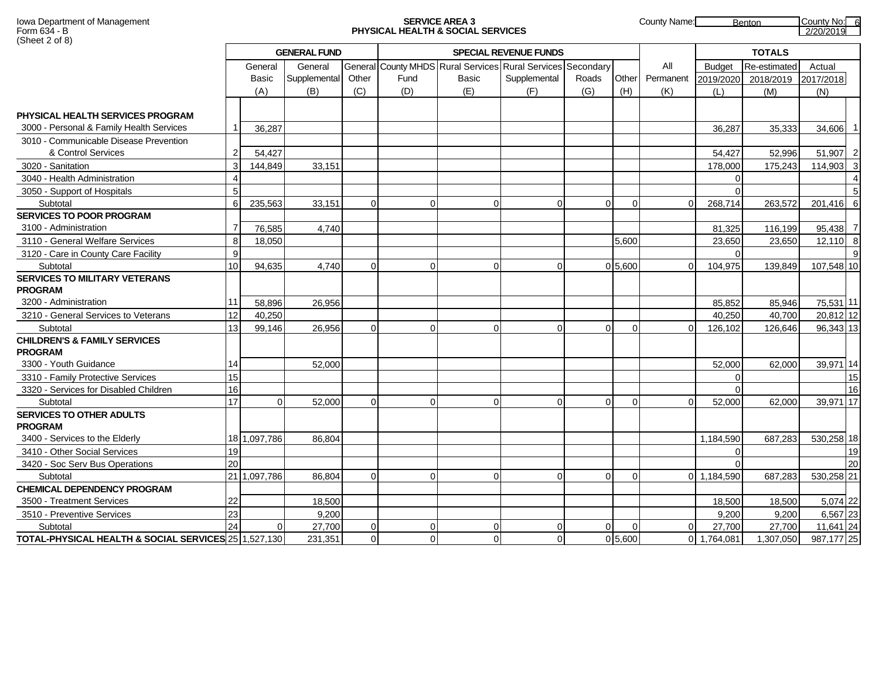Iowa Department of Management
Form 634 - B
(Sheet 2 of 8)

**SERVICE AREA 3**
**PHYSICAL HEALTH & SOCIAL SERVICES**

County Name: Benton
County No: 6
2/20/2019

| | | GENERAL FUND | | | SPECIAL REVENUE FUNDS | | | | | | TOTALS | | | |
|---|---|---|---|---|---|---|---|---|---|---|---|---|---|---|
| | | General Basic (A) | General Supplemental (B) | General Other (C) | County MHDS Fund (D) | Rural Services Basic (E) | Rural Services Supplemental (F) | Secondary Roads (G) | Other (H) | All Permanent (K) | Budget 2019/2020 (L) | Re-estimated 2018/2019 (M) | Actual 2017/2018 (N) | |
| **PHYSICAL HEALTH SERVICES PROGRAM** | | | | | | | | | | | | | | |
| 3000 - Personal & Family Health Services | 1 | 36,287 | | | | | | | | | 36,287 | 35,333 | 34,606 | 1 |
| 3010 - Communicable Disease Prevention & Control Services | 2 | 54,427 | | | | | | | | | 54,427 | 52,996 | 51,907 | 2 |
| 3020 - Sanitation | 3 | 144,849 | 33,151 | | | | | | | | 178,000 | 175,243 | 114,903 | 3 |
| 3040 - Health Administration | 4 | | | | | | | | | | 0 | | | 4 |
| 3050 - Support of Hospitals | 5 | | | | | | | | | | 0 | | | 5 |
| Subtotal | 6 | 235,563 | 33,151 | 0 | 0 | 0 | 0 | 0 | 0 | 0 | 268,714 | 263,572 | 201,416 | 6 |
| **SERVICES TO POOR PROGRAM** | | | | | | | | | | | | | | |
| 3100 - Administration | 7 | 76,585 | 4,740 | | | | | | | | 81,325 | 116,199 | 95,438 | 7 |
| 3110 - General Welfare Services | 8 | 18,050 | | | | | | | 5,600 | | 23,650 | 23,650 | 12,110 | 8 |
| 3120 - Care in County Care Facility | 9 | | | | | | | | | | 0 | | | 9 |
| Subtotal | 10 | 94,635 | 4,740 | 0 | 0 | 0 | 0 | 0 | 5,600 | 0 | 104,975 | 139,849 | 107,548 | 10 |
| **SERVICES TO MILITARY VETERANS PROGRAM** | | | | | | | | | | | | | | |
| 3200 - Administration | 11 | 58,896 | 26,956 | | | | | | | | 85,852 | 85,946 | 75,531 | 11 |
| 3210 - General Services to Veterans | 12 | 40,250 | | | | | | | | | 40,250 | 40,700 | 20,812 | 12 |
| Subtotal | 13 | 99,146 | 26,956 | 0 | 0 | 0 | 0 | 0 | 0 | 0 | 126,102 | 126,646 | 96,343 | 13 |
| **CHILDREN'S & FAMILY SERVICES PROGRAM** | | | | | | | | | | | | | | |
| 3300 - Youth Guidance | 14 | | 52,000 | | | | | | | | 52,000 | 62,000 | 39,971 | 14 |
| 3310 - Family Protective Services | 15 | | | | | | | | | | 0 | | | 15 |
| 3320 - Services for Disabled Children | 16 | | | | | | | | | | 0 | | | 16 |
| Subtotal | 17 | 0 | 52,000 | 0 | 0 | 0 | 0 | 0 | 0 | 0 | 52,000 | 62,000 | 39,971 | 17 |
| **SERVICES TO OTHER ADULTS PROGRAM** | | | | | | | | | | | | | | |
| 3400 - Services to the Elderly | 18 | 1,097,786 | 86,804 | | | | | | | | 1,184,590 | 687,283 | 530,258 | 18 |
| 3410 - Other Social Services | 19 | | | | | | | | | | 0 | | | 19 |
| 3420 - Soc Serv Bus Operations | 20 | | | | | | | | | | 0 | | | 20 |
| Subtotal | 21 | 1,097,786 | 86,804 | 0 | 0 | 0 | 0 | 0 | 0 | 0 | 1,184,590 | 687,283 | 530,258 | 21 |
| **CHEMICAL DEPENDENCY PROGRAM** | | | | | | | | | | | | | | |
| 3500 - Treatment Services | 22 | | 18,500 | | | | | | | | 18,500 | 18,500 | 5,074 | 22 |
| 3510 - Preventive Services | 23 | | 9,200 | | | | | | | | 9,200 | 9,200 | 6,567 | 23 |
| Subtotal | 24 | 0 | 27,700 | 0 | 0 | 0 | 0 | 0 | 0 | 0 | 27,700 | 27,700 | 11,641 | 24 |
| **TOTAL-PHYSICAL HEALTH & SOCIAL SERVICES** | 25 | 1,527,130 | 231,351 | 0 | 0 | 0 | 0 | 0 | 5,600 | 0 | 1,764,081 | 1,307,050 | 987,177 | 25 |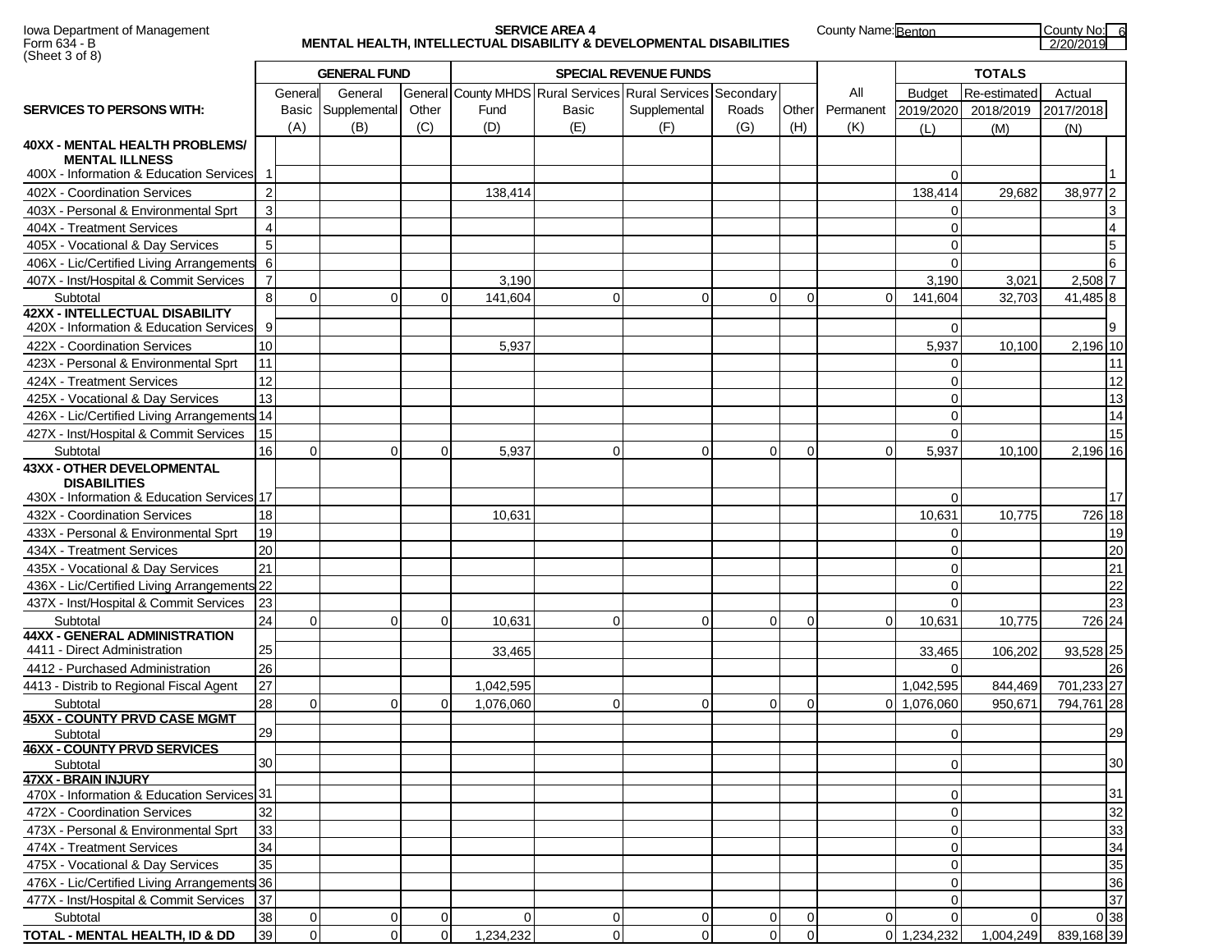Iowa Department of Management
Form 634 - B
(Sheet 3 of 8)

**SERVICE AREA 4**
**MENTAL HEALTH, INTELLECTUAL DISABILITY & DEVELOPMENTAL DISABILITIES**

County Name: Benton
County No: 6
2/20/2019

| SERVICES TO PERSONS WITH: | | GENERAL FUND | | | SPECIAL REVENUE FUNDS | | | | | | TOTALS | | | |
|---|---|---|---|---|---|---|---|---|---|---|---|---|---|---|
| | | General Basic (A) | General Supplemental (B) | General Other (C) | County MHDS Fund (D) | Rural Services Basic (E) | Rural Services Supplemental (F) | Secondary Roads (G) | Other (H) | All Permanent (K) | Budget 2019/2020 (L) | Re-estimated 2018/2019 (M) | Actual 2017/2018 (N) | |
| **40XX - MENTAL HEALTH PROBLEMS/ MENTAL ILLNESS** | | | | | | | | | | | | | | |
| 400X - Information & Education Services | 1 | | | | | | | | | | 0 | | | 1 |
| 402X - Coordination Services | 2 | | | | 138,414 | | | | | | 138,414 | 29,682 | 38,977 | 2 |
| 403X - Personal & Environmental Sprt | 3 | | | | | | | | | | 0 | | | 3 |
| 404X - Treatment Services | 4 | | | | | | | | | | 0 | | | 4 |
| 405X - Vocational & Day Services | 5 | | | | | | | | | | 0 | | | 5 |
| 406X - Lic/Certified Living Arrangements | 6 | | | | | | | | | | 0 | | | 6 |
| 407X - Inst/Hospital & Commit Services | 7 | | | | 3,190 | | | | | | 3,190 | 3,021 | 2,508 | 7 |
| Subtotal | 8 | 0 | 0 | 0 | 141,604 | 0 | 0 | 0 | 0 | 0 | 141,604 | 32,703 | 41,485 | 8 |
| **42XX - INTELLECTUAL DISABILITY** | | | | | | | | | | | | | | |
| 420X - Information & Education Services | 9 | | | | | | | | | | 0 | | | 9 |
| 422X - Coordination Services | 10 | | | | 5,937 | | | | | | 5,937 | 10,100 | 2,196 | 10 |
| 423X - Personal & Environmental Sprt | 11 | | | | | | | | | | 0 | | | 11 |
| 424X - Treatment Services | 12 | | | | | | | | | | 0 | | | 12 |
| 425X - Vocational & Day Services | 13 | | | | | | | | | | 0 | | | 13 |
| 426X - Lic/Certified Living Arrangements | 14 | | | | | | | | | | 0 | | | 14 |
| 427X - Inst/Hospital & Commit Services | 15 | | | | | | | | | | 0 | | | 15 |
| Subtotal | 16 | 0 | 0 | 0 | 5,937 | 0 | 0 | 0 | 0 | 0 | 5,937 | 10,100 | 2,196 | 16 |
| **43XX - OTHER DEVELOPMENTAL DISABILITIES** | | | | | | | | | | | | | | |
| 430X - Information & Education Services | 17 | | | | | | | | | | 0 | | | 17 |
| 432X - Coordination Services | 18 | | | | 10,631 | | | | | | 10,631 | 10,775 | 726 | 18 |
| 433X - Personal & Environmental Sprt | 19 | | | | | | | | | | 0 | | | 19 |
| 434X - Treatment Services | 20 | | | | | | | | | | 0 | | | 20 |
| 435X - Vocational & Day Services | 21 | | | | | | | | | | 0 | | | 21 |
| 436X - Lic/Certified Living Arrangements | 22 | | | | | | | | | | 0 | | | 22 |
| 437X - Inst/Hospital & Commit Services | 23 | | | | | | | | | | 0 | | | 23 |
| Subtotal | 24 | 0 | 0 | 0 | 10,631 | 0 | 0 | 0 | 0 | 0 | 10,631 | 10,775 | 726 | 24 |
| **44XX - GENERAL ADMINISTRATION** | | | | | | | | | | | | | | |
| 4411 - Direct Administration | 25 | | | | 33,465 | | | | | | 33,465 | 106,202 | 93,528 | 25 |
| 4412 - Purchased Administration | 26 | | | | | | | | | | 0 | | | 26 |
| 4413 - Distrib to Regional Fiscal Agent | 27 | | | | 1,042,595 | | | | | | 1,042,595 | 844,469 | 701,233 | 27 |
| Subtotal | 28 | 0 | 0 | 0 | 1,076,060 | 0 | 0 | 0 | 0 | 0 | 1,076,060 | 950,671 | 794,761 | 28 |
| **45XX - COUNTY PRVD CASE MGMT** | | | | | | | | | | | | | | |
| Subtotal | 29 | | | | | | | | | | 0 | | | 29 |
| **46XX - COUNTY PRVD SERVICES** | | | | | | | | | | | | | | |
| Subtotal | 30 | | | | | | | | | | 0 | | | 30 |
| **47XX - BRAIN INJURY** | | | | | | | | | | | | | | |
| 470X - Information & Education Services | 31 | | | | | | | | | | 0 | | | 31 |
| 472X - Coordination Services | 32 | | | | | | | | | | 0 | | | 32 |
| 473X - Personal & Environmental Sprt | 33 | | | | | | | | | | 0 | | | 33 |
| 474X - Treatment Services | 34 | | | | | | | | | | 0 | | | 34 |
| 475X - Vocational & Day Services | 35 | | | | | | | | | | 0 | | | 35 |
| 476X - Lic/Certified Living Arrangements | 36 | | | | | | | | | | 0 | | | 36 |
| 477X - Inst/Hospital & Commit Services | 37 | | | | | | | | | | 0 | | | 37 |
| Subtotal | 38 | 0 | 0 | 0 | 0 | 0 | 0 | 0 | 0 | 0 | 0 | 0 | 0 | 38 |
| **TOTAL - MENTAL HEALTH, ID & DD** | 39 | 0 | 0 | 0 | 1,234,232 | 0 | 0 | 0 | 0 | 0 | 1,234,232 | 1,004,249 | 839,168 | 39 |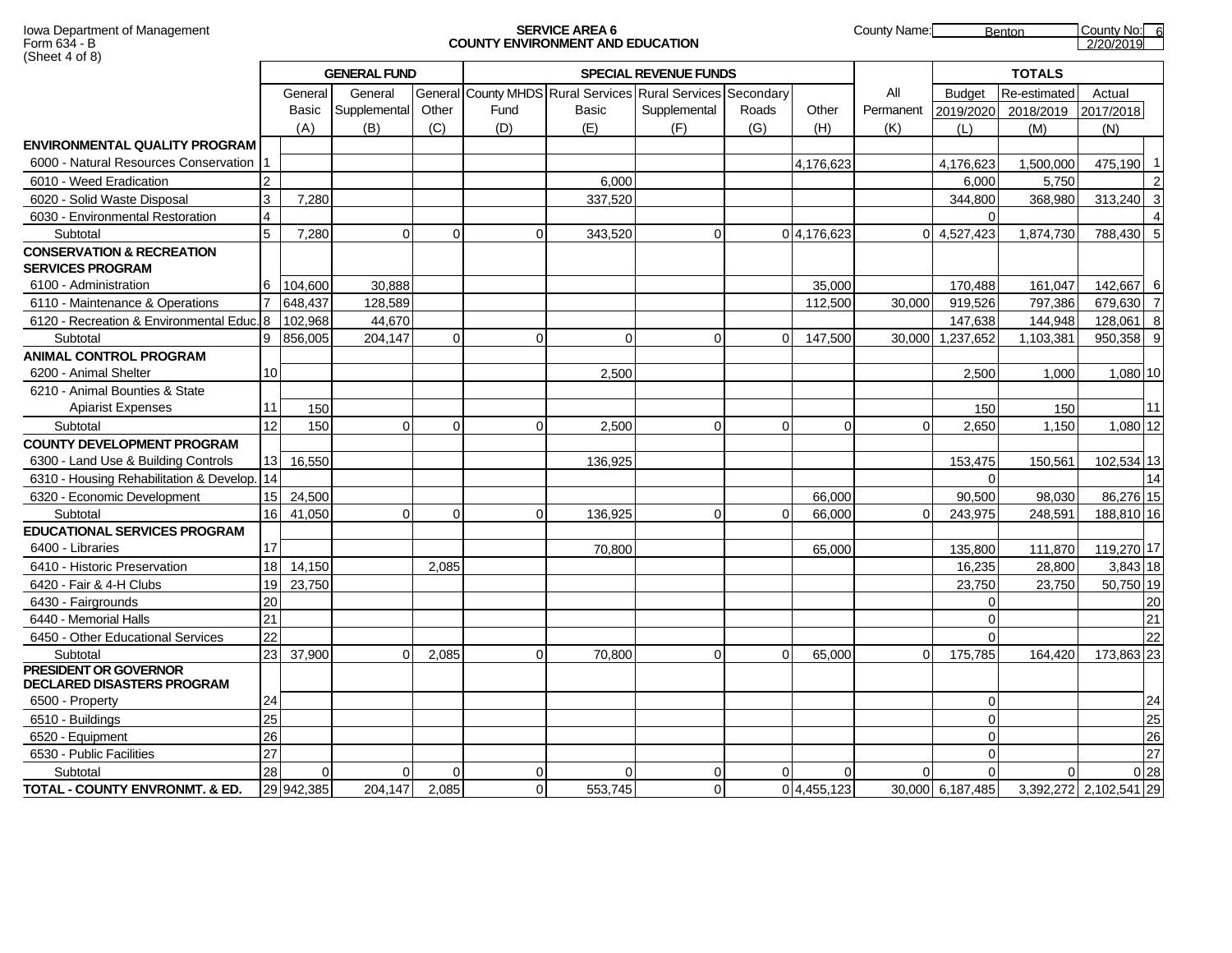Iowa Department of Management
Form 634 - B
(Sheet 4 of 8)

## SERVICE AREA 6
## COUNTY ENVIRONMENT AND EDUCATION

County Name: Benton | County No: 6 | 2/20/2019

| | | GENERAL FUND | | | SPECIAL REVENUE FUNDS | | | | | | TOTALS | | | |
|---|---|---|---|---|---|---|---|---|---|---|---|---|---|---|
| | | General Basic (A) | General Supplemental (B) | General Other (C) | County MHDS Fund (D) | Rural Services Basic (E) | Rural Services Supplemental (F) | Secondary Roads (G) | Other (H) | All Permanent (K) | Budget 2019/2020 (L) | Re-estimated 2018/2019 (M) | Actual 2017/2018 (N) | |
| **ENVIRONMENTAL QUALITY PROGRAM** | | | | | | | | | | | | | | |
| 6000 - Natural Resources Conservation | 1 | | | | | | | | 4,176,623 | | 4,176,623 | 1,500,000 | 475,190 | 1 |
| 6010 - Weed Eradication | 2 | | | | | 6,000 | | | | | 6,000 | 5,750 | | 2 |
| 6020 - Solid Waste Disposal | 3 | 7,280 | | | | 337,520 | | | | | 344,800 | 368,980 | 313,240 | 3 |
| 6030 - Environmental Restoration | 4 | | | | | | | | | | 0 | | | 4 |
| Subtotal | 5 | 7,280 | 0 | 0 | 0 | 343,520 | 0 | 0 | 4,176,623 | 0 | 4,527,423 | 1,874,730 | 788,430 | 5 |
| **CONSERVATION & RECREATION SERVICES PROGRAM** | | | | | | | | | | | | | | |
| 6100 - Administration | 6 | 104,600 | 30,888 | | | | | | 35,000 | | 170,488 | 161,047 | 142,667 | 6 |
| 6110 - Maintenance & Operations | 7 | 648,437 | 128,589 | | | | | | 112,500 | 30,000 | 919,526 | 797,386 | 679,630 | 7 |
| 6120 - Recreation & Environmental Educ. | 8 | 102,968 | 44,670 | | | | | | | | 147,638 | 144,948 | 128,061 | 8 |
| Subtotal | 9 | 856,005 | 204,147 | 0 | 0 | 0 | 0 | 0 | 147,500 | 30,000 | 1,237,652 | 1,103,381 | 950,358 | 9 |
| **ANIMAL CONTROL PROGRAM** | | | | | | | | | | | | | | |
| 6200 - Animal Shelter | 10 | | | | | 2,500 | | | | | 2,500 | 1,000 | 1,080 | 10 |
| 6210 - Animal Bounties & State Apiarist Expenses | 11 | 150 | | | | | | | | | 150 | 150 | | 11 |
| Subtotal | 12 | 150 | 0 | 0 | 0 | 2,500 | 0 | 0 | 0 | 0 | 2,650 | 1,150 | 1,080 | 12 |
| **COUNTY DEVELOPMENT PROGRAM** | | | | | | | | | | | | | | |
| 6300 - Land Use & Building Controls | 13 | 16,550 | | | | 136,925 | | | | | 153,475 | 150,561 | 102,534 | 13 |
| 6310 - Housing Rehabilitation & Develop. | 14 | | | | | | | | | | 0 | | | 14 |
| 6320 - Economic Development | 15 | 24,500 | | | | | | | 66,000 | | 90,500 | 98,030 | 86,276 | 15 |
| Subtotal | 16 | 41,050 | 0 | 0 | 0 | 136,925 | 0 | 0 | 66,000 | 0 | 243,975 | 248,591 | 188,810 | 16 |
| **EDUCATIONAL SERVICES PROGRAM** | | | | | | | | | | | | | | |
| 6400 - Libraries | 17 | | | | | 70,800 | | | 65,000 | | 135,800 | 111,870 | 119,270 | 17 |
| 6410 - Historic Preservation | 18 | 14,150 | | 2,085 | | | | | | | 16,235 | 28,800 | 3,843 | 18 |
| 6420 - Fair & 4-H Clubs | 19 | 23,750 | | | | | | | | | 23,750 | 23,750 | 50,750 | 19 |
| 6430 - Fairgrounds | 20 | | | | | | | | | | 0 | | | 20 |
| 6440 - Memorial Halls | 21 | | | | | | | | | | 0 | | | 21 |
| 6450 - Other Educational Services | 22 | | | | | | | | | | 0 | | | 22 |
| Subtotal | 23 | 37,900 | 0 | 2,085 | 0 | 70,800 | 0 | 0 | 65,000 | 0 | 175,785 | 164,420 | 173,863 | 23 |
| **PRESIDENT OR GOVERNOR DECLARED DISASTERS PROGRAM** | | | | | | | | | | | | | | |
| 6500 - Property | 24 | | | | | | | | | | 0 | | | 24 |
| 6510 - Buildings | 25 | | | | | | | | | | 0 | | | 25 |
| 6520 - Equipment | 26 | | | | | | | | | | 0 | | | 26 |
| 6530 - Public Facilities | 27 | | | | | | | | | | 0 | | | 27 |
| Subtotal | 28 | 0 | 0 | 0 | 0 | 0 | 0 | 0 | 0 | 0 | 0 | 0 | 0 | 28 |
| **TOTAL - COUNTY ENVRONMT. & ED.** | 29 | 942,385 | 204,147 | 2,085 | 0 | 553,745 | 0 | 0 | 4,455,123 | 30,000 | 6,187,485 | 3,392,272 | 2,102,541 | 29 |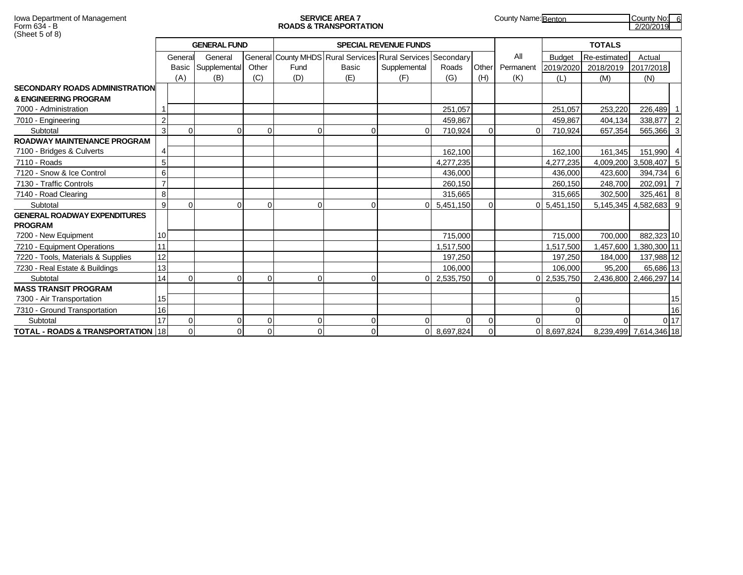Iowa Department of Management
Form 634 - B
(Sheet 5 of 8)

**SERVICE AREA 7**
**ROADS & TRANSPORTATION**

County Name: Benton
County No: 6
2/20/2019

| | | GENERAL FUND | | | SPECIAL REVENUE FUNDS | | | | | | TOTALS | | | |
|---|---|---|---|---|---|---|---|---|---|---|---|---|---|---|
| | | General Basic (A) | General Supplemental (B) | General Other (C) | County MHDS Fund (D) | Rural Services Basic (E) | Rural Services Supplemental (F) | Secondary Roads (G) | Other (H) | All Permanent (K) | Budget 2019/2020 (L) | Re-estimated 2018/2019 (M) | Actual 2017/2018 (N) | |
| **SECONDARY ROADS ADMINISTRATION & ENGINEERING PROGRAM** | | | | | | | | | | | | | | |
| 7000 - Administration | 1 | | | | | | | 251,057 | | | 251,057 | 253,220 | 226,489 | 1 |
| 7010 - Engineering | 2 | | | | | | | 459,867 | | | 459,867 | 404,134 | 338,877 | 2 |
| Subtotal | 3 | 0 | 0 | 0 | 0 | 0 | 0 | 710,924 | 0 | 0 | 710,924 | 657,354 | 565,366 | 3 |
| **ROADWAY MAINTENANCE PROGRAM** | | | | | | | | | | | | | | |
| 7100 - Bridges & Culverts | 4 | | | | | | | 162,100 | | | 162,100 | 161,345 | 151,990 | 4 |
| 7110 - Roads | 5 | | | | | | | 4,277,235 | | | 4,277,235 | 4,009,200 | 3,508,407 | 5 |
| 7120 - Snow & Ice Control | 6 | | | | | | | 436,000 | | | 436,000 | 423,600 | 394,734 | 6 |
| 7130 - Traffic Controls | 7 | | | | | | | 260,150 | | | 260,150 | 248,700 | 202,091 | 7 |
| 7140 - Road Clearing | 8 | | | | | | | 315,665 | | | 315,665 | 302,500 | 325,461 | 8 |
| Subtotal | 9 | 0 | 0 | 0 | 0 | 0 | 0 | 5,451,150 | 0 | 0 | 5,451,150 | 5,145,345 | 4,582,683 | 9 |
| **GENERAL ROADWAY EXPENDITURES PROGRAM** | | | | | | | | | | | | | | |
| 7200 - New Equipment | 10 | | | | | | | 715,000 | | | 715,000 | 700,000 | 882,323 | 10 |
| 7210 - Equipment Operations | 11 | | | | | | | 1,517,500 | | | 1,517,500 | 1,457,600 | 1,380,300 | 11 |
| 7220 - Tools, Materials & Supplies | 12 | | | | | | | 197,250 | | | 197,250 | 184,000 | 137,988 | 12 |
| 7230 - Real Estate & Buildings | 13 | | | | | | | 106,000 | | | 106,000 | 95,200 | 65,686 | 13 |
| Subtotal | 14 | 0 | 0 | 0 | 0 | 0 | 0 | 2,535,750 | 0 | 0 | 2,535,750 | 2,436,800 | 2,466,297 | 14 |
| **MASS TRANSIT PROGRAM** | | | | | | | | | | | | | | |
| 7300 - Air Transportation | 15 | | | | | | | | | | 0 | | | 15 |
| 7310 - Ground Transportation | 16 | | | | | | | | | | 0 | | | 16 |
| Subtotal | 17 | 0 | 0 | 0 | 0 | 0 | 0 | 0 | 0 | 0 | 0 | 0 | 0 | 17 |
| **TOTAL - ROADS & TRANSPORTATION** | 18 | 0 | 0 | 0 | 0 | 0 | 0 | 8,697,824 | 0 | 0 | 8,697,824 | 8,239,499 | 7,614,346 | 18 |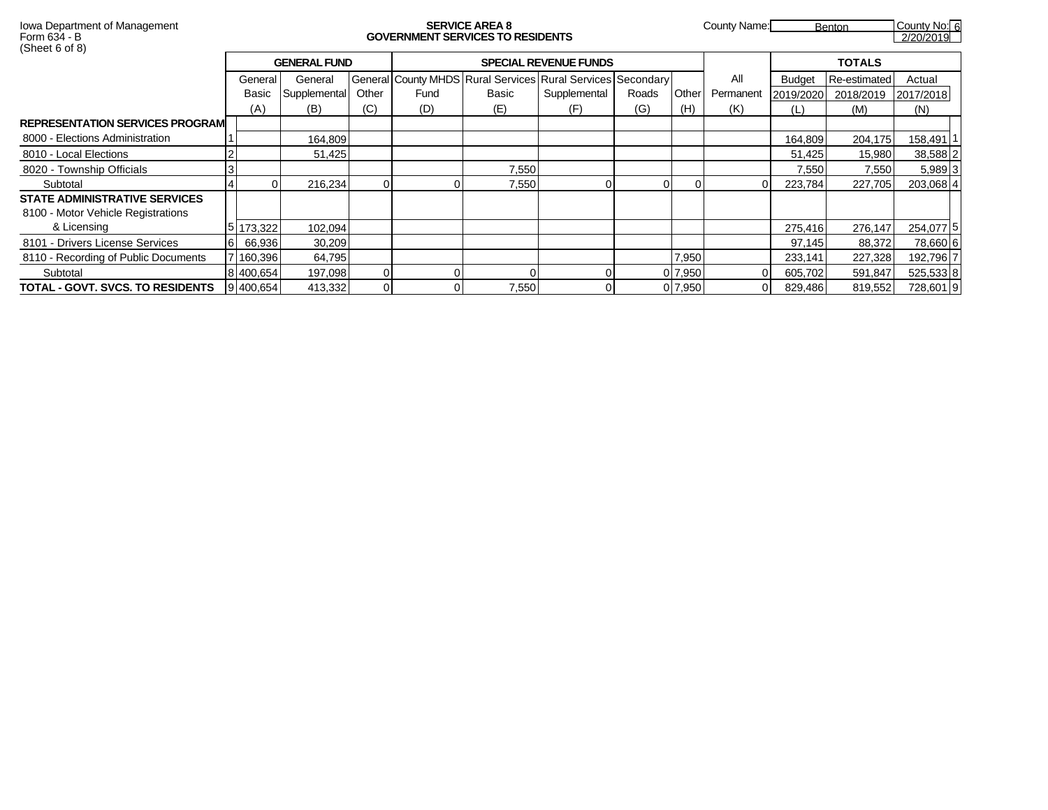Iowa Department of Management
Form 634 - B
(Sheet 6 of 8)

**SERVICE AREA 8**
**GOVERNMENT SERVICES TO RESIDENTS**

County Name: Benton
County No: 6
2/20/2019

| | | GENERAL FUND | | | SPECIAL REVENUE FUNDS | | | | | | TOTALS | | | |
|---|---|---|---|---|---|---|---|---|---|---|---|---|---|---|
| | | General Basic (A) | General Supplemental (B) | General Other (C) | County MHDS Fund (D) | Rural Services Basic (E) | Rural Services Supplemental (F) | Secondary Roads (G) | Other (H) | All Permanent (K) | Budget 2019/2020 (L) | Re-estimated 2018/2019 (M) | Actual 2017/2018 (N) | |
| **REPRESENTATION SERVICES PROGRAM** | | | | | | | | | | | | | | |
| 8000 - Elections Administration | 1 | | 164,809 | | | | | | | | 164,809 | 204,175 | 158,491 | 1 |
| 8010 - Local Elections | 2 | | 51,425 | | | | | | | | 51,425 | 15,980 | 38,588 | 2 |
| 8020 - Township Officials | 3 | | | | | 7,550 | | | | | 7,550 | 7,550 | 5,989 | 3 |
| Subtotal | 4 | 0 | 216,234 | 0 | 0 | 7,550 | 0 | 0 | 0 | 0 | 223,784 | 227,705 | 203,068 | 4 |
| **STATE ADMINISTRATIVE SERVICES** | | | | | | | | | | | | | | |
| 8100 - Motor Vehicle Registrations & Licensing | 5 | 173,322 | 102,094 | | | | | | | | 275,416 | 276,147 | 254,077 | 5 |
| 8101 - Drivers License Services | 6 | 66,936 | 30,209 | | | | | | | | 97,145 | 88,372 | 78,660 | 6 |
| 8110 - Recording of Public Documents | 7 | 160,396 | 64,795 | | | | | | 7,950 | | 233,141 | 227,328 | 192,796 | 7 |
| Subtotal | 8 | 400,654 | 197,098 | 0 | 0 | 0 | 0 | 0 | 7,950 | 0 | 605,702 | 591,847 | 525,533 | 8 |
| **TOTAL - GOVT. SVCS. TO RESIDENTS** | 9 | 400,654 | 413,332 | 0 | 0 | 7,550 | 0 | 0 | 7,950 | 0 | 829,486 | 819,552 | 728,601 | 9 |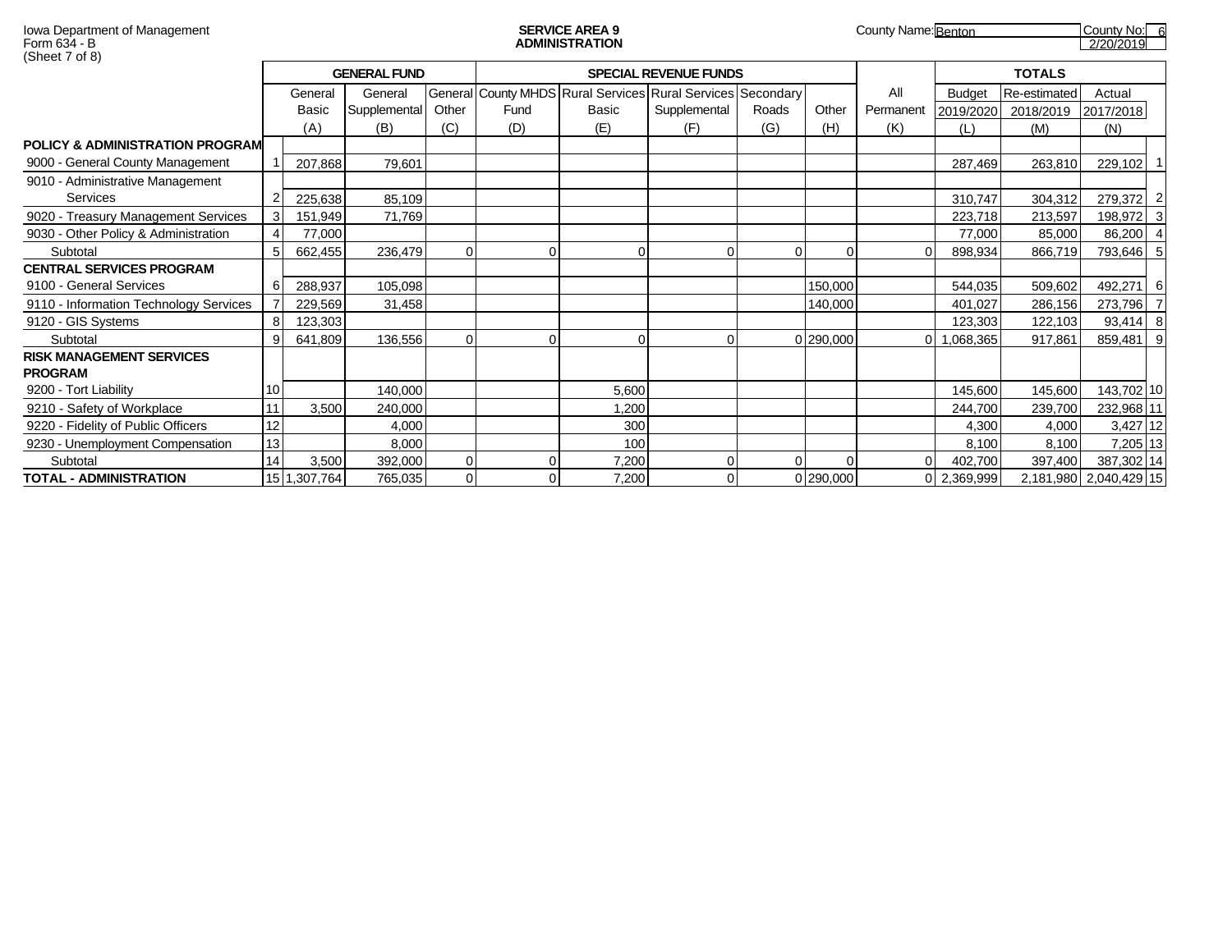Iowa Department of Management
Form 634 - B
(Sheet 7 of 8)

**SERVICE AREA 9**
**ADMINISTRATION**

County Name: Benton
County No: 6
2/20/2019

| | | GENERAL FUND | | | SPECIAL REVENUE FUNDS | | | | | | TOTALS | | | |
|---|---|---|---|---|---|---|---|---|---|---|---|---|---|---|
| | | General Basic (A) | General Supplemental (B) | General Other (C) | County MHDS Fund (D) | Rural Services Basic (E) | Rural Services Supplemental (F) | Secondary Roads (G) | Other (H) | All Permanent (K) | Budget 2019/2020 (L) | Re-estimated 2018/2019 (M) | Actual 2017/2018 (N) | |
| **POLICY & ADMINISTRATION PROGRAM** | | | | | | | | | | | | | | |
| 9000 - General County Management | 1 | 207,868 | 79,601 | | | | | | | | 287,469 | 263,810 | 229,102 | 1 |
| 9010 - Administrative Management Services | 2 | 225,638 | 85,109 | | | | | | | | 310,747 | 304,312 | 279,372 | 2 |
| 9020 - Treasury Management Services | 3 | 151,949 | 71,769 | | | | | | | | 223,718 | 213,597 | 198,972 | 3 |
| 9030 - Other Policy & Administration | 4 | 77,000 | | | | | | | | | 77,000 | 85,000 | 86,200 | 4 |
| Subtotal | 5 | 662,455 | 236,479 | 0 | 0 | 0 | 0 | 0 | 0 | 0 | 898,934 | 866,719 | 793,646 | 5 |
| **CENTRAL SERVICES PROGRAM** | | | | | | | | | | | | | | |
| 9100 - General Services | 6 | 288,937 | 105,098 | | | | | | 150,000 | | 544,035 | 509,602 | 492,271 | 6 |
| 9110 - Information Technology Services | 7 | 229,569 | 31,458 | | | | | | 140,000 | | 401,027 | 286,156 | 273,796 | 7 |
| 9120 - GIS Systems | 8 | 123,303 | | | | | | | | | 123,303 | 122,103 | 93,414 | 8 |
| Subtotal | 9 | 641,809 | 136,556 | 0 | 0 | 0 | 0 | 0 | 290,000 | 0 | 1,068,365 | 917,861 | 859,481 | 9 |
| **RISK MANAGEMENT SERVICES PROGRAM** | | | | | | | | | | | | | | |
| 9200 - Tort Liability | 10 | | 140,000 | | | 5,600 | | | | | 145,600 | 145,600 | 143,702 | 10 |
| 9210 - Safety of Workplace | 11 | 3,500 | 240,000 | | | 1,200 | | | | | 244,700 | 239,700 | 232,968 | 11 |
| 9220 - Fidelity of Public Officers | 12 | | 4,000 | | | 300 | | | | | 4,300 | 4,000 | 3,427 | 12 |
| 9230 - Unemployment Compensation | 13 | | 8,000 | | | 100 | | | | | 8,100 | 8,100 | 7,205 | 13 |
| Subtotal | 14 | 3,500 | 392,000 | 0 | 0 | 7,200 | 0 | 0 | 0 | 0 | 402,700 | 397,400 | 387,302 | 14 |
| **TOTAL - ADMINISTRATION** | 15 | 1,307,764 | 765,035 | 0 | 0 | 7,200 | 0 | 0 | 290,000 | 0 | 2,369,999 | 2,181,980 | 2,040,429 | 15 |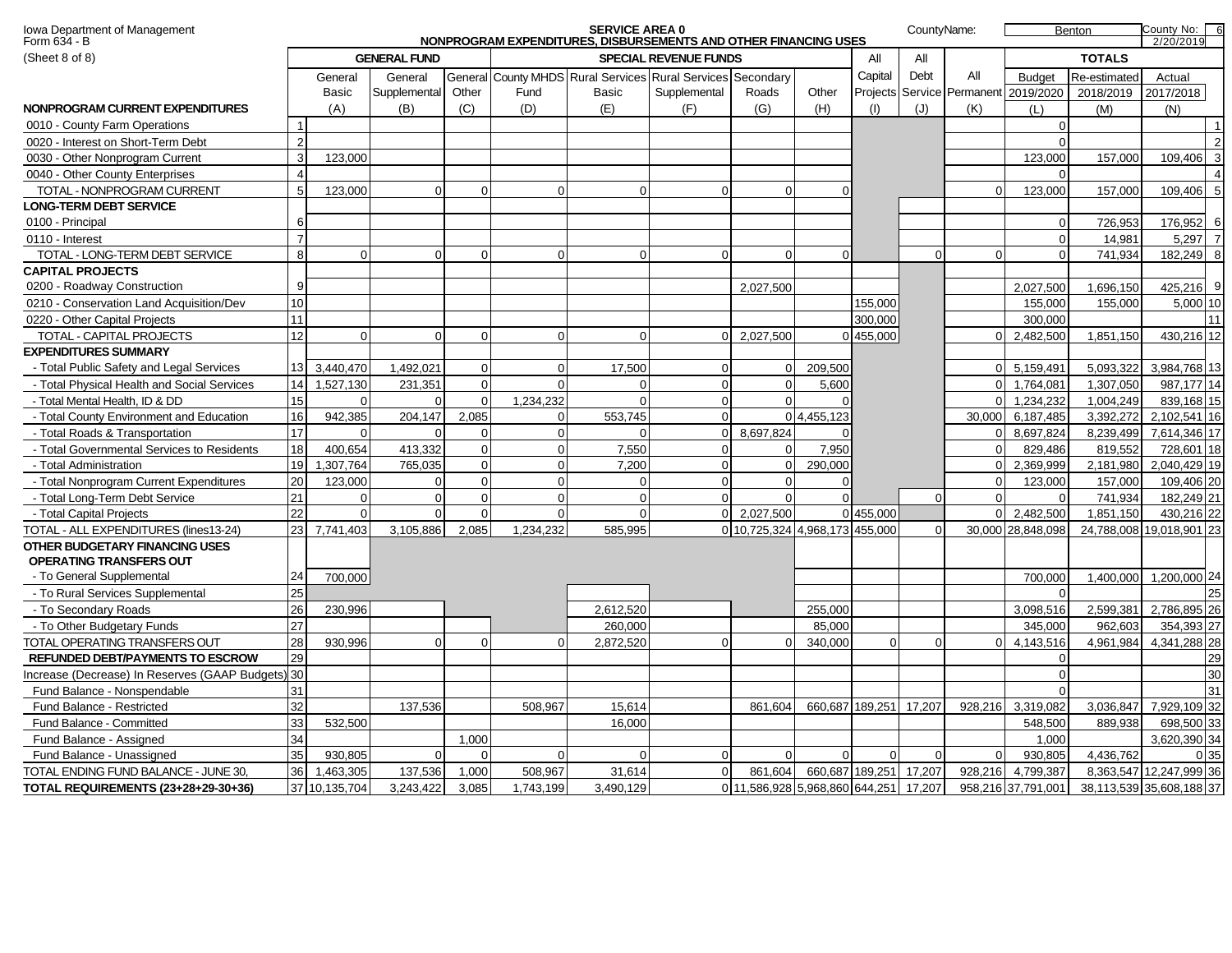Iowa Department of Management
Form 634 - B
(Sheet 8 of 8)

**SERVICE AREA 0**
**NONPROGRAM EXPENDITURES, DISBURSEMENTS AND OTHER FINANCING USES**

CountyName: Benton | County No: 6 | 2/20/2019

| | | GENERAL FUND | | | SPECIAL REVENUE FUNDS | | | | | All | All | | TOTALS | | | |
|---|---|---|---|---|---|---|---|---|---|---|---|---|---|---|---|---|
| | | General Basic | General Supplemental | General Other | County MHDS Fund | Rural Services Basic | Rural Services Supplemental | Secondary Roads | Other | Capital Projects | Debt Service | All Permanent | Budget 2019/2020 | Re-estimated 2018/2019 | Actual 2017/2018 | |
| **NONPROGRAM CURRENT EXPENDITURES** | | (A) | (B) | (C) | (D) | (E) | (F) | (G) | (H) | (I) | (J) | (K) | (L) | (M) | (N) | |
| 0010 - County Farm Operations | 1 | | | | | | | | | | | | 0 | | | 1 |
| 0020 - Interest on Short-Term Debt | 2 | | | | | | | | | | | | 0 | | | 2 |
| 0030 - Other Nonprogram Current | 3 | 123,000 | | | | | | | | | | | 123,000 | 157,000 | 109,406 | 3 |
| 0040 - Other County Enterprises | 4 | | | | | | | | | | | | 0 | | | 4 |
| TOTAL - NONPROGRAM CURRENT | 5 | 123,000 | 0 | 0 | 0 | 0 | 0 | 0 | 0 | | | 0 | 123,000 | 157,000 | 109,406 | 5 |
| **LONG-TERM DEBT SERVICE** | | | | | | | | | | | | | | | | |
| 0100 - Principal | 6 | | | | | | | | | | | | 0 | 726,953 | 176,952 | 6 |
| 0110 - Interest | 7 | | | | | | | | | | | | 0 | 14,981 | 5,297 | 7 |
| TOTAL - LONG-TERM DEBT SERVICE | 8 | 0 | 0 | 0 | 0 | 0 | 0 | 0 | 0 | | 0 | 0 | 0 | 741,934 | 182,249 | 8 |
| **CAPITAL PROJECTS** | | | | | | | | | | | | | | | | |
| 0200 - Roadway Construction | 9 | | | | | | | 2,027,500 | | | | | 2,027,500 | 1,696,150 | 425,216 | 9 |
| 0210 - Conservation Land Acquisition/Dev | 10 | | | | | | | | | 155,000 | | | 155,000 | 155,000 | 5,000 | 10 |
| 0220 - Other Capital Projects | 11 | | | | | | | | | 300,000 | | | 300,000 | | | 11 |
| TOTAL - CAPITAL PROJECTS | 12 | 0 | 0 | 0 | 0 | 0 | 0 | 2,027,500 | 0 | 455,000 | | 0 | 2,482,500 | 1,851,150 | 430,216 | 12 |
| **EXPENDITURES SUMMARY** | | | | | | | | | | | | | | | | |
| - Total Public Safety and Legal Services | 13 | 3,440,470 | 1,492,021 | 0 | 0 | 17,500 | 0 | 0 | 209,500 | | | 0 | 5,159,491 | 5,093,322 | 3,984,768 | 13 |
| - Total Physical Health and Social Services | 14 | 1,527,130 | 231,351 | 0 | 0 | 0 | 0 | 0 | 5,600 | | | 0 | 1,764,081 | 1,307,050 | 987,177 | 14 |
| - Total Mental Health, ID & DD | 15 | 0 | 0 | 0 | 1,234,232 | 0 | 0 | 0 | 0 | | | 0 | 1,234,232 | 1,004,249 | 839,168 | 15 |
| - Total County Environment and Education | 16 | 942,385 | 204,147 | 2,085 | 0 | 553,745 | 0 | 0 | 4,455,123 | | | 30,000 | 6,187,485 | 3,392,272 | 2,102,541 | 16 |
| - Total Roads & Transportation | 17 | 0 | 0 | 0 | 0 | 0 | 0 | 8,697,824 | 0 | | | 0 | 8,697,824 | 8,239,499 | 7,614,346 | 17 |
| - Total Governmental Services to Residents | 18 | 400,654 | 413,332 | 0 | 0 | 7,550 | 0 | 0 | 7,950 | | | 0 | 829,486 | 819,552 | 728,601 | 18 |
| - Total Administration | 19 | 1,307,764 | 765,035 | 0 | 0 | 7,200 | 0 | 0 | 290,000 | | | 0 | 2,369,999 | 2,181,980 | 2,040,429 | 19 |
| - Total Nonprogram Current Expenditures | 20 | 123,000 | 0 | 0 | 0 | 0 | 0 | 0 | 0 | | | 0 | 123,000 | 157,000 | 109,406 | 20 |
| - Total Long-Term Debt Service | 21 | 0 | 0 | 0 | 0 | 0 | 0 | 0 | 0 | | 0 | 0 | 0 | 741,934 | 182,249 | 21 |
| - Total Capital Projects | 22 | 0 | 0 | 0 | 0 | 0 | 0 | 2,027,500 | 0 | 455,000 | | 0 | 2,482,500 | 1,851,150 | 430,216 | 22 |
| TOTAL - ALL EXPENDITURES (lines13-24) | 23 | 7,741,403 | 3,105,886 | 2,085 | 1,234,232 | 585,995 | 0 | 10,725,324 | 4,968,173 | 455,000 | 0 | 30,000 | 28,848,098 | 24,788,008 | 19,018,901 | 23 |
| **OTHER BUDGETARY FINANCING USES** | | | | | | | | | | | | | | | | |
| **OPERATING TRANSFERS OUT** | | | | | | | | | | | | | | | | |
| - To General Supplemental | 24 | 700,000 | | | | | | | | | | | 700,000 | 1,400,000 | 1,200,000 | 24 |
| - To Rural Services Supplemental | 25 | | | | | | | | | | | | 0 | | | 25 |
| - To Secondary Roads | 26 | 230,996 | | | | 2,612,520 | | | 255,000 | | | | 3,098,516 | 2,599,381 | 2,786,895 | 26 |
| - To Other Budgetary Funds | 27 | | | | | 260,000 | | | 85,000 | | | | 345,000 | 962,603 | 354,393 | 27 |
| TOTAL OPERATING TRANSFERS OUT | 28 | 930,996 | 0 | 0 | 0 | 2,872,520 | 0 | 0 | 340,000 | 0 | 0 | 0 | 4,143,516 | 4,961,984 | 4,341,288 | 28 |
| **REFUNDED DEBT/PAYMENTS TO ESCROW** | 29 | | | | | | | | | | | | 0 | | | 29 |
| Increase (Decrease) In Reserves (GAAP Budgets) | 30 | | | | | | | | | | | | 0 | | | 30 |
| Fund Balance - Nonspendable | 31 | | | | | | | | | | | | 0 | | | 31 |
| Fund Balance - Restricted | 32 | | 137,536 | | 508,967 | 15,614 | | 861,604 | 660,687 | 189,251 | 17,207 | 928,216 | 3,319,082 | 3,036,847 | 7,929,109 | 32 |
| Fund Balance - Committed | 33 | 532,500 | | | | 16,000 | | | | | | | 548,500 | 889,938 | 698,500 | 33 |
| Fund Balance - Assigned | 34 | | | 1,000 | | | | | | | | | 1,000 | | 3,620,390 | 34 |
| Fund Balance - Unassigned | 35 | 930,805 | 0 | 0 | 0 | 0 | 0 | 0 | 0 | 0 | 0 | 0 | 930,805 | 4,436,762 | 0 | 35 |
| TOTAL ENDING FUND BALANCE - JUNE 30, | 36 | 1,463,305 | 137,536 | 1,000 | 508,967 | 31,614 | 0 | 861,604 | 660,687 | 189,251 | 17,207 | 928,216 | 4,799,387 | 8,363,547 | 12,247,999 | 36 |
| **TOTAL REQUIREMENTS (23+28+29-30+36)** | 37 | 10,135,704 | 3,243,422 | 3,085 | 1,743,199 | 3,490,129 | 0 | 11,586,928 | 5,968,860 | 644,251 | 17,207 | 958,216 | 37,791,001 | 38,113,539 | 35,608,188 | 37 |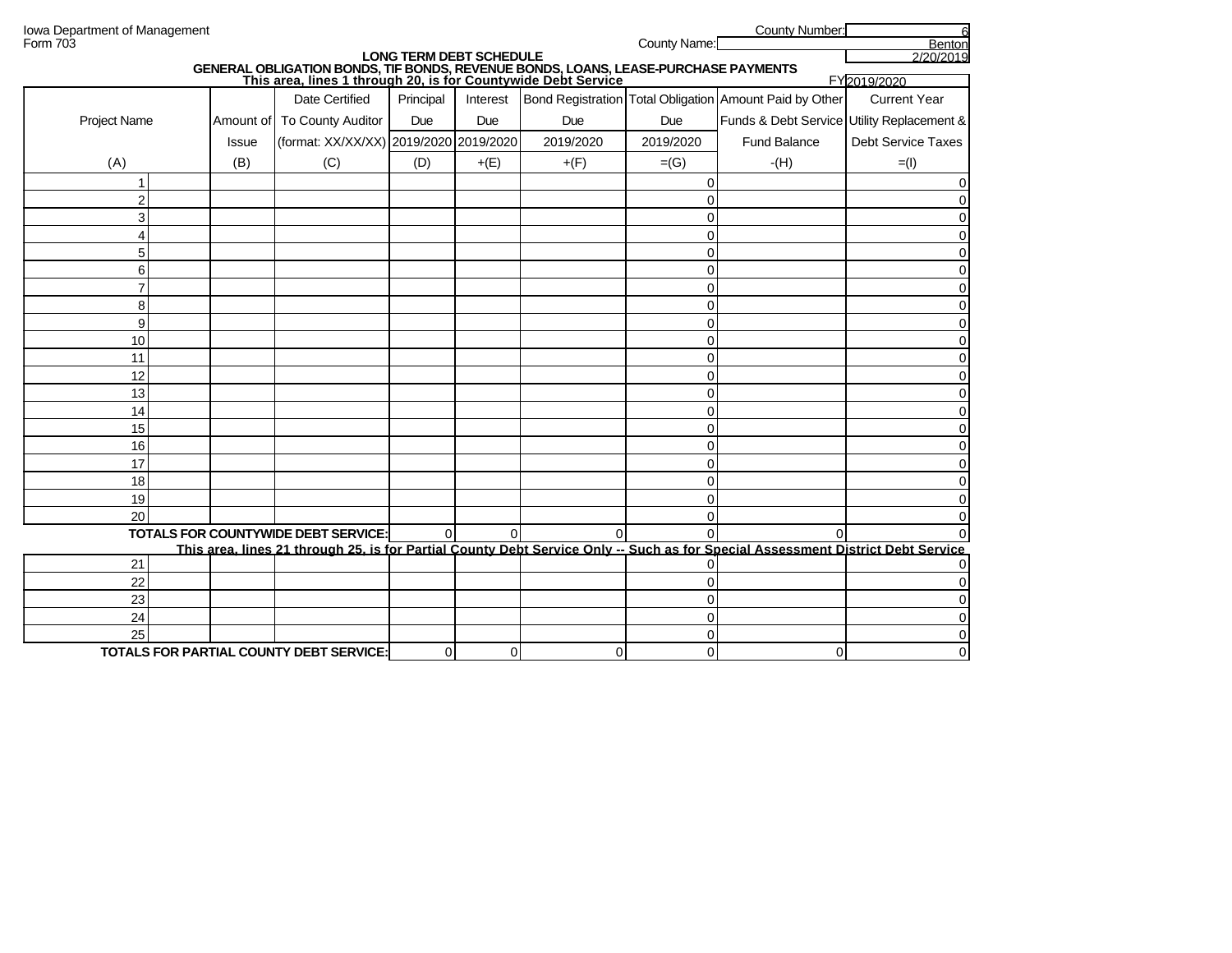Iowa Department of Management
Form 703

County Number: 6
County Name: Benton
2/20/2019

# LONG TERM DEBT SCHEDULE

## GENERAL OBLIGATION BONDS, TIF BONDS, REVENUE BONDS, LOANS, LEASE-PURCHASE PAYMENTS

This area, lines 1 through 20, is for Countywide Debt Service

FY 2019/2020

| Project Name | | Amount of Issue | Date Certified To County Auditor (format: XX/XX/XX) | Principal Due 2019/2020 | Interest Due 2019/2020 | Bond Registration Due 2019/2020 | Total Obligation Due 2019/2020 | Amount Paid by Other Funds & Debt Service Fund Balance | Current Year Utility Replacement & Debt Service Taxes |
|---|---|---|---|---|---|---|---|---|---|
| (A) | | (B) | (C) | (D) | +(E) | +(F) | =(G) | -(H) | =(I) |
| 1 | | | | | | | 0 | | 0 |
| 2 | | | | | | | 0 | | 0 |
| 3 | | | | | | | 0 | | 0 |
| 4 | | | | | | | 0 | | 0 |
| 5 | | | | | | | 0 | | 0 |
| 6 | | | | | | | 0 | | 0 |
| 7 | | | | | | | 0 | | 0 |
| 8 | | | | | | | 0 | | 0 |
| 9 | | | | | | | 0 | | 0 |
| 10 | | | | | | | 0 | | 0 |
| 11 | | | | | | | 0 | | 0 |
| 12 | | | | | | | 0 | | 0 |
| 13 | | | | | | | 0 | | 0 |
| 14 | | | | | | | 0 | | 0 |
| 15 | | | | | | | 0 | | 0 |
| 16 | | | | | | | 0 | | 0 |
| 17 | | | | | | | 0 | | 0 |
| 18 | | | | | | | 0 | | 0 |
| 19 | | | | | | | 0 | | 0 |
| 20 | | | | | | | 0 | | 0 |
| TOTALS FOR COUNTYWIDE DEBT SERVICE: | | | | 0 | 0 | 0 | 0 | 0 | 0 |

This area, lines 21 through 25, is for Partial County Debt Service Only -- Such as for Special Assessment District Debt Service

| | | | | | | | | | |
|---|---|---|---|---|---|---|---|---|---|
| 21 | | | | | | | 0 | | 0 |
| 22 | | | | | | | 0 | | 0 |
| 23 | | | | | | | 0 | | 0 |
| 24 | | | | | | | 0 | | 0 |
| 25 | | | | | | | 0 | | 0 |
| TOTALS FOR PARTIAL COUNTY DEBT SERVICE: | | | | 0 | 0 | 0 | 0 | 0 | 0 |